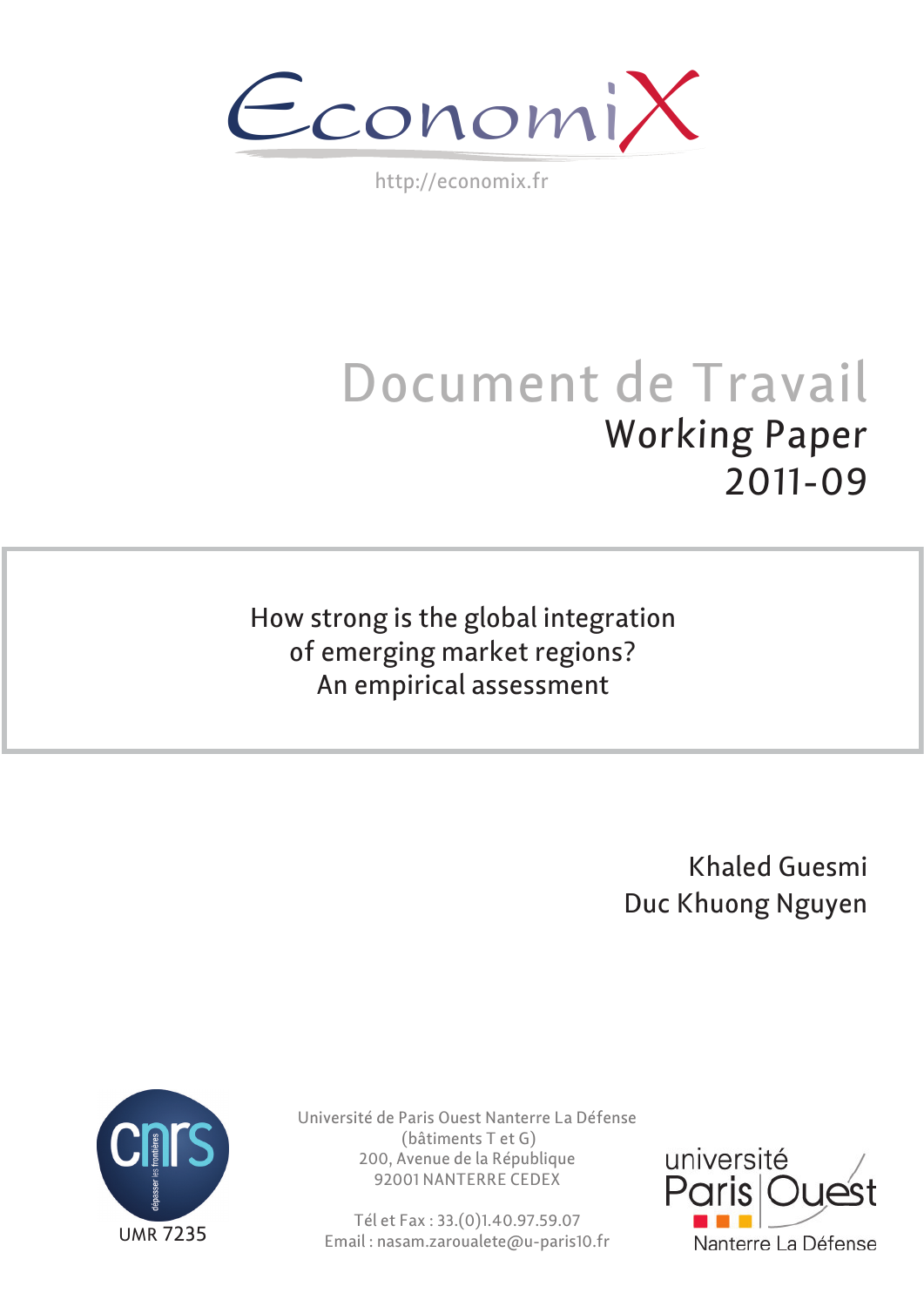EconomiX

http://economix.fr

# Document de Travail

## Working Paper 2011-09

**How strong is the global integration of emerging market regions? An empirical assessment**

Khaled Guesmi

Duc Khuong Nguyen

UMR 7235

Université de Paris Ouest Nanterre La Défense
(bâtiments T et G)
200, Avenue de la République
92001 NANTERRE CEDEX

Tél et Fax : 33.(0)1.40.97.59.07
Email : nasam.zaroualete@u-paris10.fr

université Paris Ouest Nanterre La Défense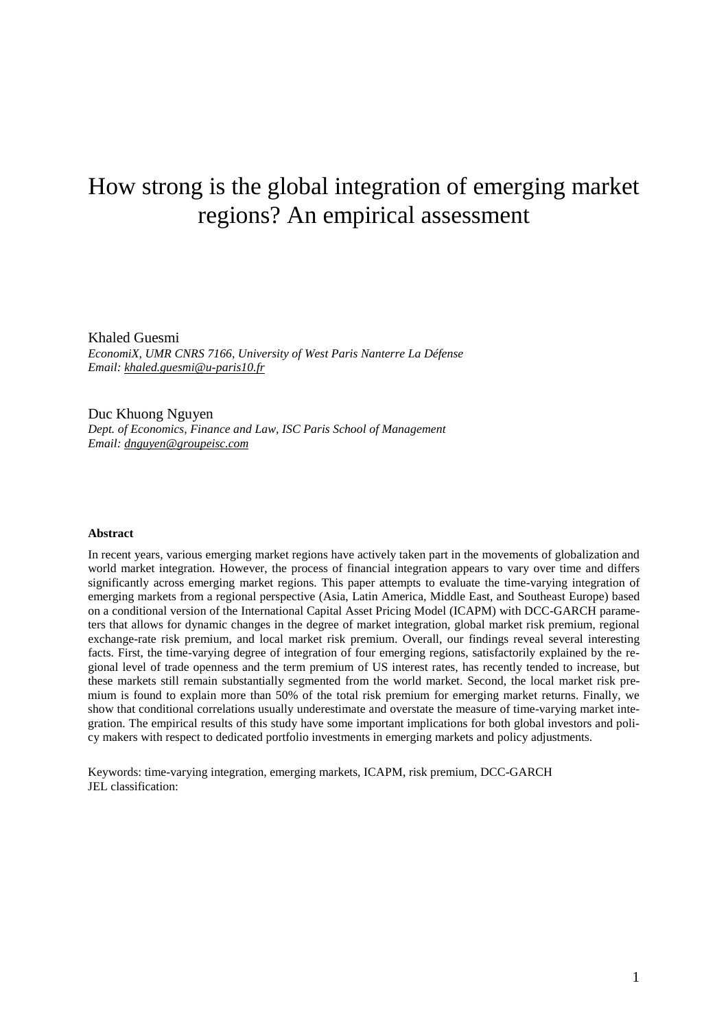# How strong is the global integration of emerging market regions? An empirical assessment

Khaled Guesmi
*EconomiX, UMR CNRS 7166, University of West Paris Nanterre La Défense*
*Email: khaled.guesmi@u-paris10.fr*

Duc Khuong Nguyen
*Dept. of Economics, Finance and Law, ISC Paris School of Management*
*Email: dnguyen@groupeisc.com*

**Abstract**

In recent years, various emerging market regions have actively taken part in the movements of globalization and world market integration. However, the process of financial integration appears to vary over time and differs significantly across emerging market regions. This paper attempts to evaluate the time-varying integration of emerging markets from a regional perspective (Asia, Latin America, Middle East, and Southeast Europe) based on a conditional version of the International Capital Asset Pricing Model (ICAPM) with DCC-GARCH parameters that allows for dynamic changes in the degree of market integration, global market risk premium, regional exchange-rate risk premium, and local market risk premium. Overall, our findings reveal several interesting facts. First, the time-varying degree of integration of four emerging regions, satisfactorily explained by the regional level of trade openness and the term premium of US interest rates, has recently tended to increase, but these markets still remain substantially segmented from the world market. Second, the local market risk premium is found to explain more than 50% of the total risk premium for emerging market returns. Finally, we show that conditional correlations usually underestimate and overstate the measure of time-varying market integration. The empirical results of this study have some important implications for both global investors and policy makers with respect to dedicated portfolio investments in emerging markets and policy adjustments.

Keywords: time-varying integration, emerging markets, ICAPM, risk premium, DCC-GARCH
JEL classification: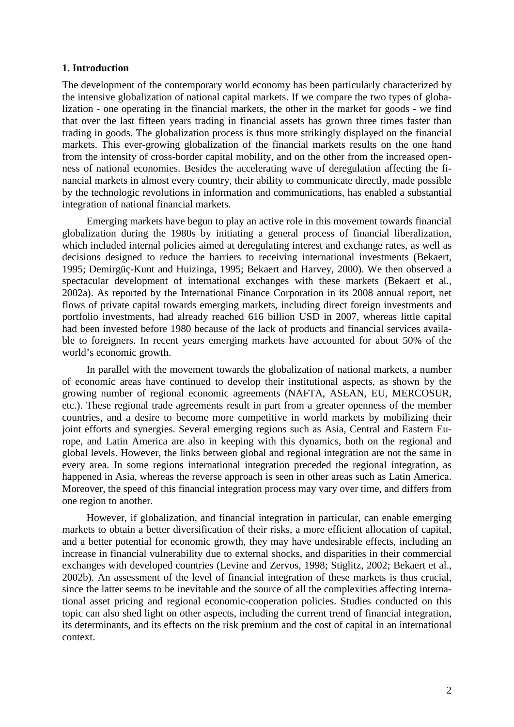## 1. Introduction

The development of the contemporary world economy has been particularly characterized by the intensive globalization of national capital markets. If we compare the two types of globalization - one operating in the financial markets, the other in the market for goods - we find that over the last fifteen years trading in financial assets has grown three times faster than trading in goods. The globalization process is thus more strikingly displayed on the financial markets. This ever-growing globalization of the financial markets results on the one hand from the intensity of cross-border capital mobility, and on the other from the increased openness of national economies. Besides the accelerating wave of deregulation affecting the financial markets in almost every country, their ability to communicate directly, made possible by the technologic revolutions in information and communications, has enabled a substantial integration of national financial markets.

Emerging markets have begun to play an active role in this movement towards financial globalization during the 1980s by initiating a general process of financial liberalization, which included internal policies aimed at deregulating interest and exchange rates, as well as decisions designed to reduce the barriers to receiving international investments (Bekaert, 1995; Demirgüç-Kunt and Huizinga, 1995; Bekaert and Harvey, 2000). We then observed a spectacular development of international exchanges with these markets (Bekaert et al., 2002a). As reported by the International Finance Corporation in its 2008 annual report, net flows of private capital towards emerging markets, including direct foreign investments and portfolio investments, had already reached 616 billion USD in 2007, whereas little capital had been invested before 1980 because of the lack of products and financial services available to foreigners. In recent years emerging markets have accounted for about 50% of the world's economic growth.

In parallel with the movement towards the globalization of national markets, a number of economic areas have continued to develop their institutional aspects, as shown by the growing number of regional economic agreements (NAFTA, ASEAN, EU, MERCOSUR, etc.). These regional trade agreements result in part from a greater openness of the member countries, and a desire to become more competitive in world markets by mobilizing their joint efforts and synergies. Several emerging regions such as Asia, Central and Eastern Europe, and Latin America are also in keeping with this dynamics, both on the regional and global levels. However, the links between global and regional integration are not the same in every area. In some regions international integration preceded the regional integration, as happened in Asia, whereas the reverse approach is seen in other areas such as Latin America. Moreover, the speed of this financial integration process may vary over time, and differs from one region to another.

However, if globalization, and financial integration in particular, can enable emerging markets to obtain a better diversification of their risks, a more efficient allocation of capital, and a better potential for economic growth, they may have undesirable effects, including an increase in financial vulnerability due to external shocks, and disparities in their commercial exchanges with developed countries (Levine and Zervos, 1998; Stiglitz, 2002; Bekaert et al., 2002b). An assessment of the level of financial integration of these markets is thus crucial, since the latter seems to be inevitable and the source of all the complexities affecting international asset pricing and regional economic-cooperation policies. Studies conducted on this topic can also shed light on other aspects, including the current trend of financial integration, its determinants, and its effects on the risk premium and the cost of capital in an international context.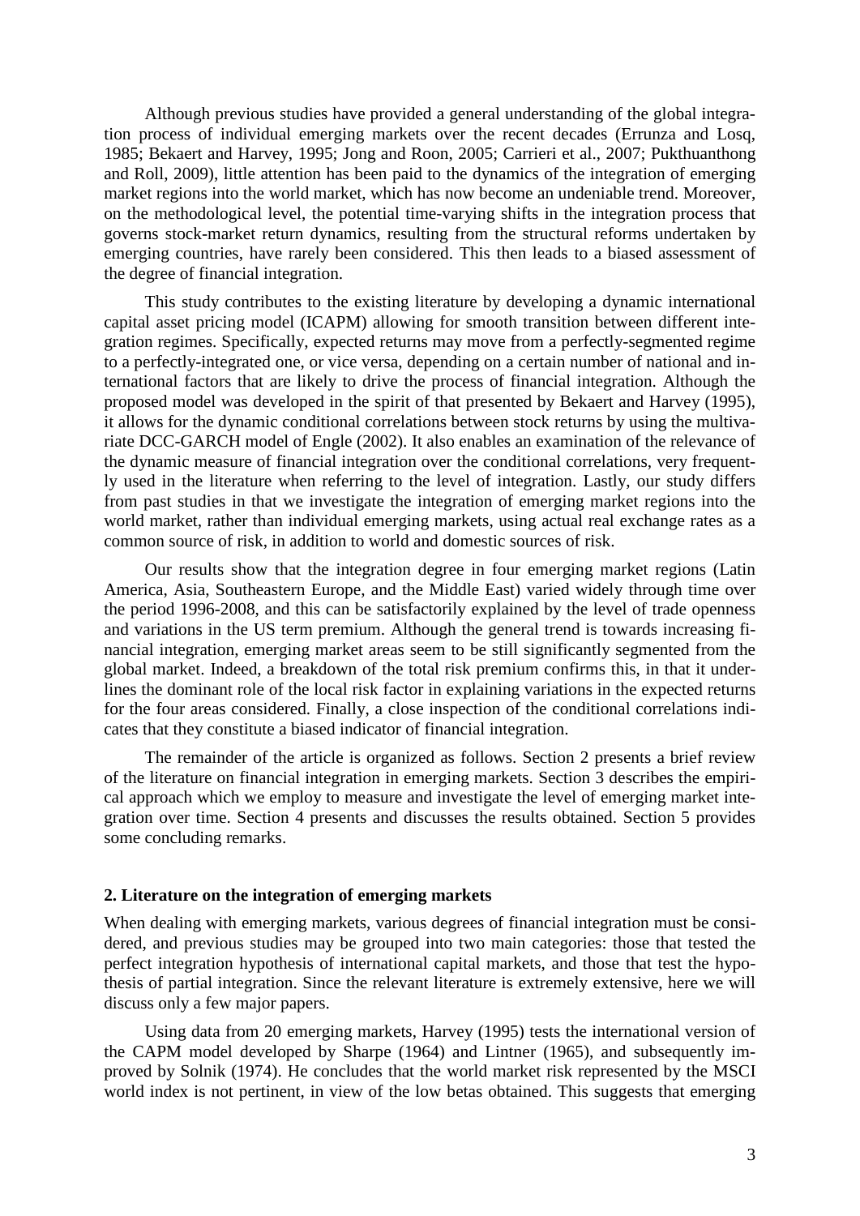Although previous studies have provided a general understanding of the global integration process of individual emerging markets over the recent decades (Errunza and Losq, 1985; Bekaert and Harvey, 1995; Jong and Roon, 2005; Carrieri et al., 2007; Pukthuanthong and Roll, 2009), little attention has been paid to the dynamics of the integration of emerging market regions into the world market, which has now become an undeniable trend. Moreover, on the methodological level, the potential time-varying shifts in the integration process that governs stock-market return dynamics, resulting from the structural reforms undertaken by emerging countries, have rarely been considered. This then leads to a biased assessment of the degree of financial integration.

This study contributes to the existing literature by developing a dynamic international capital asset pricing model (ICAPM) allowing for smooth transition between different integration regimes. Specifically, expected returns may move from a perfectly-segmented regime to a perfectly-integrated one, or vice versa, depending on a certain number of national and international factors that are likely to drive the process of financial integration. Although the proposed model was developed in the spirit of that presented by Bekaert and Harvey (1995), it allows for the dynamic conditional correlations between stock returns by using the multivariate DCC-GARCH model of Engle (2002). It also enables an examination of the relevance of the dynamic measure of financial integration over the conditional correlations, very frequently used in the literature when referring to the level of integration. Lastly, our study differs from past studies in that we investigate the integration of emerging market regions into the world market, rather than individual emerging markets, using actual real exchange rates as a common source of risk, in addition to world and domestic sources of risk.

Our results show that the integration degree in four emerging market regions (Latin America, Asia, Southeastern Europe, and the Middle East) varied widely through time over the period 1996-2008, and this can be satisfactorily explained by the level of trade openness and variations in the US term premium. Although the general trend is towards increasing financial integration, emerging market areas seem to be still significantly segmented from the global market. Indeed, a breakdown of the total risk premium confirms this, in that it underlines the dominant role of the local risk factor in explaining variations in the expected returns for the four areas considered. Finally, a close inspection of the conditional correlations indicates that they constitute a biased indicator of financial integration.

The remainder of the article is organized as follows. Section 2 presents a brief review of the literature on financial integration in emerging markets. Section 3 describes the empirical approach which we employ to measure and investigate the level of emerging market integration over time. Section 4 presents and discusses the results obtained. Section 5 provides some concluding remarks.

## 2. Literature on the integration of emerging markets

When dealing with emerging markets, various degrees of financial integration must be considered, and previous studies may be grouped into two main categories: those that tested the perfect integration hypothesis of international capital markets, and those that test the hypothesis of partial integration. Since the relevant literature is extremely extensive, here we will discuss only a few major papers.

Using data from 20 emerging markets, Harvey (1995) tests the international version of the CAPM model developed by Sharpe (1964) and Lintner (1965), and subsequently improved by Solnik (1974). He concludes that the world market risk represented by the MSCI world index is not pertinent, in view of the low betas obtained. This suggests that emerging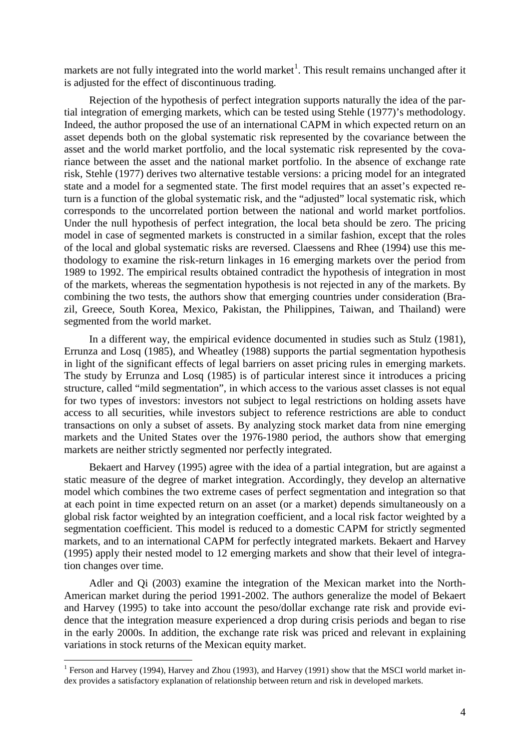markets are not fully integrated into the world market[1]. This result remains unchanged after it is adjusted for the effect of discontinuous trading.

Rejection of the hypothesis of perfect integration supports naturally the idea of the partial integration of emerging markets, which can be tested using Stehle (1977)'s methodology. Indeed, the author proposed the use of an international CAPM in which expected return on an asset depends both on the global systematic risk represented by the covariance between the asset and the world market portfolio, and the local systematic risk represented by the covariance between the asset and the national market portfolio. In the absence of exchange rate risk, Stehle (1977) derives two alternative testable versions: a pricing model for an integrated state and a model for a segmented state. The first model requires that an asset's expected return is a function of the global systematic risk, and the "adjusted" local systematic risk, which corresponds to the uncorrelated portion between the national and world market portfolios. Under the null hypothesis of perfect integration, the local beta should be zero. The pricing model in case of segmented markets is constructed in a similar fashion, except that the roles of the local and global systematic risks are reversed. Claessens and Rhee (1994) use this methodology to examine the risk-return linkages in 16 emerging markets over the period from 1989 to 1992. The empirical results obtained contradict the hypothesis of integration in most of the markets, whereas the segmentation hypothesis is not rejected in any of the markets. By combining the two tests, the authors show that emerging countries under consideration (Brazil, Greece, South Korea, Mexico, Pakistan, the Philippines, Taiwan, and Thailand) were segmented from the world market.

In a different way, the empirical evidence documented in studies such as Stulz (1981), Errunza and Losq (1985), and Wheatley (1988) supports the partial segmentation hypothesis in light of the significant effects of legal barriers on asset pricing rules in emerging markets. The study by Errunza and Losq (1985) is of particular interest since it introduces a pricing structure, called "mild segmentation", in which access to the various asset classes is not equal for two types of investors: investors not subject to legal restrictions on holding assets have access to all securities, while investors subject to reference restrictions are able to conduct transactions on only a subset of assets. By analyzing stock market data from nine emerging markets and the United States over the 1976-1980 period, the authors show that emerging markets are neither strictly segmented nor perfectly integrated.

Bekaert and Harvey (1995) agree with the idea of a partial integration, but are against a static measure of the degree of market integration. Accordingly, they develop an alternative model which combines the two extreme cases of perfect segmentation and integration so that at each point in time expected return on an asset (or a market) depends simultaneously on a global risk factor weighted by an integration coefficient, and a local risk factor weighted by a segmentation coefficient. This model is reduced to a domestic CAPM for strictly segmented markets, and to an international CAPM for perfectly integrated markets. Bekaert and Harvey (1995) apply their nested model to 12 emerging markets and show that their level of integration changes over time.

Adler and Qi (2003) examine the integration of the Mexican market into the North-American market during the period 1991-2002. The authors generalize the model of Bekaert and Harvey (1995) to take into account the peso/dollar exchange rate risk and provide evidence that the integration measure experienced a drop during crisis periods and began to rise in the early 2000s. In addition, the exchange rate risk was priced and relevant in explaining variations in stock returns of the Mexican equity market.

[1] Ferson and Harvey (1994), Harvey and Zhou (1993), and Harvey (1991) show that the MSCI world market index provides a satisfactory explanation of relationship between return and risk in developed markets.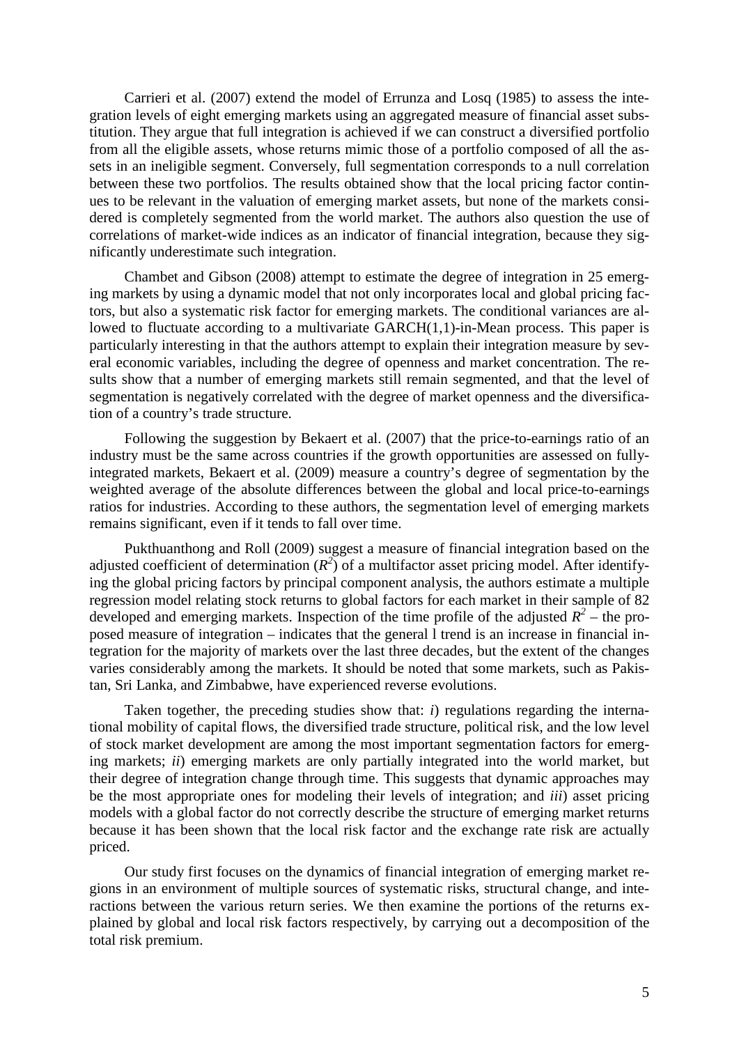Carrieri et al. (2007) extend the model of Errunza and Losq (1985) to assess the integration levels of eight emerging markets using an aggregated measure of financial asset substitution. They argue that full integration is achieved if we can construct a diversified portfolio from all the eligible assets, whose returns mimic those of a portfolio composed of all the assets in an ineligible segment. Conversely, full segmentation corresponds to a null correlation between these two portfolios. The results obtained show that the local pricing factor continues to be relevant in the valuation of emerging market assets, but none of the markets considered is completely segmented from the world market. The authors also question the use of correlations of market-wide indices as an indicator of financial integration, because they significantly underestimate such integration.

Chambet and Gibson (2008) attempt to estimate the degree of integration in 25 emerging markets by using a dynamic model that not only incorporates local and global pricing factors, but also a systematic risk factor for emerging markets. The conditional variances are allowed to fluctuate according to a multivariate GARCH(1,1)-in-Mean process. This paper is particularly interesting in that the authors attempt to explain their integration measure by several economic variables, including the degree of openness and market concentration. The results show that a number of emerging markets still remain segmented, and that the level of segmentation is negatively correlated with the degree of market openness and the diversification of a country's trade structure.

Following the suggestion by Bekaert et al. (2007) that the price-to-earnings ratio of an industry must be the same across countries if the growth opportunities are assessed on fully-integrated markets, Bekaert et al. (2009) measure a country's degree of segmentation by the weighted average of the absolute differences between the global and local price-to-earnings ratios for industries. According to these authors, the segmentation level of emerging markets remains significant, even if it tends to fall over time.

Pukthuanthong and Roll (2009) suggest a measure of financial integration based on the adjusted coefficient of determination ($R^2$) of a multifactor asset pricing model. After identifying the global pricing factors by principal component analysis, the authors estimate a multiple regression model relating stock returns to global factors for each market in their sample of 82 developed and emerging markets. Inspection of the time profile of the adjusted $R^2$ – the proposed measure of integration – indicates that the general l trend is an increase in financial integration for the majority of markets over the last three decades, but the extent of the changes varies considerably among the markets. It should be noted that some markets, such as Pakistan, Sri Lanka, and Zimbabwe, have experienced reverse evolutions.

Taken together, the preceding studies show that: *i*) regulations regarding the international mobility of capital flows, the diversified trade structure, political risk, and the low level of stock market development are among the most important segmentation factors for emerging markets; *ii*) emerging markets are only partially integrated into the world market, but their degree of integration change through time. This suggests that dynamic approaches may be the most appropriate ones for modeling their levels of integration; and *iii*) asset pricing models with a global factor do not correctly describe the structure of emerging market returns because it has been shown that the local risk factor and the exchange rate risk are actually priced.

Our study first focuses on the dynamics of financial integration of emerging market regions in an environment of multiple sources of systematic risks, structural change, and interactions between the various return series. We then examine the portions of the returns explained by global and local risk factors respectively, by carrying out a decomposition of the total risk premium.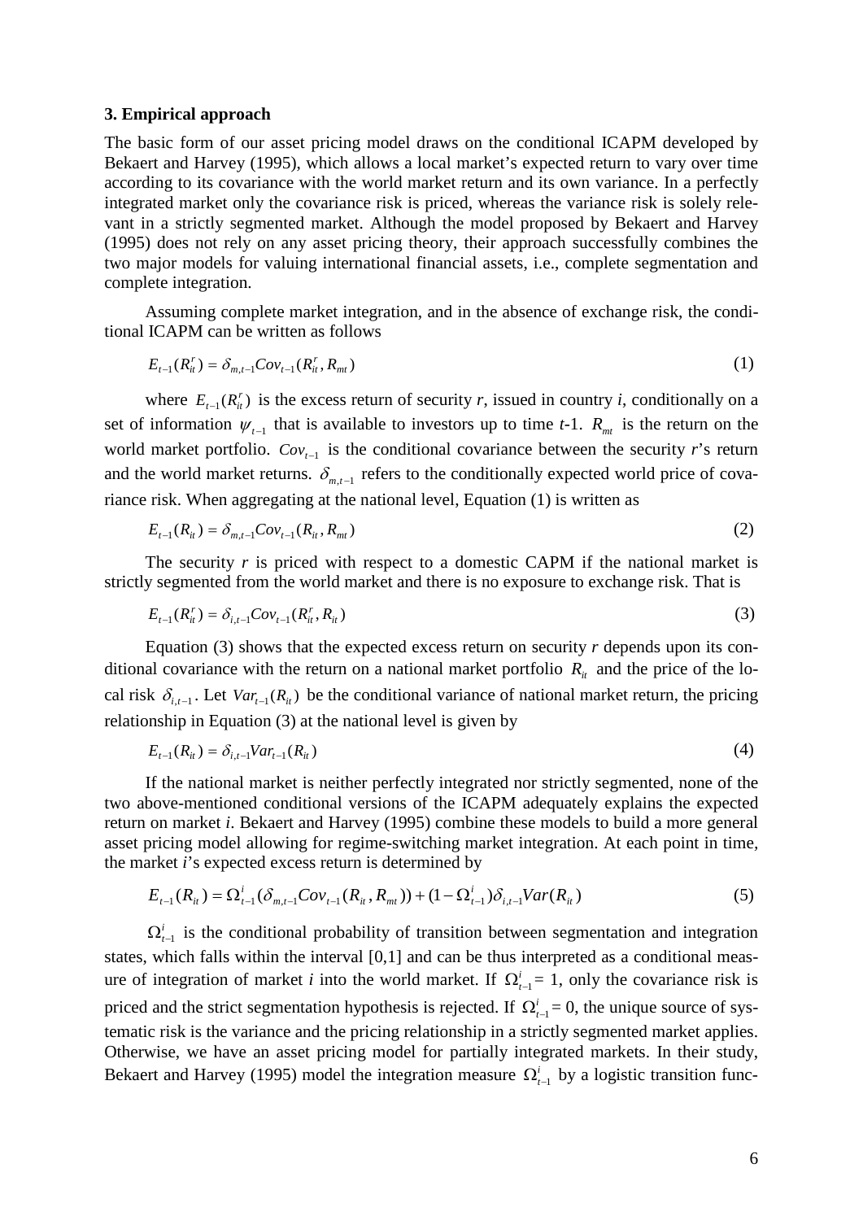### 3. Empirical approach

The basic form of our asset pricing model draws on the conditional ICAPM developed by Bekaert and Harvey (1995), which allows a local market's expected return to vary over time according to its covariance with the world market return and its own variance. In a perfectly integrated market only the covariance risk is priced, whereas the variance risk is solely relevant in a strictly segmented market. Although the model proposed by Bekaert and Harvey (1995) does not rely on any asset pricing theory, their approach successfully combines the two major models for valuing international financial assets, i.e., complete segmentation and complete integration.

Assuming complete market integration, and in the absence of exchange risk, the conditional ICAPM can be written as follows

$$E_{t-1}(R_{it}^r) = \delta_{m,t-1} Cov_{t-1}(R_{it}^r, R_{mt}) \tag{1}$$

where $E_{t-1}(R_{it}^r)$ is the excess return of security $r$, issued in country $i$, conditionally on a set of information $\psi_{t-1}$ that is available to investors up to time $t$-1. $R_{mt}$ is the return on the world market portfolio. $Cov_{t-1}$ is the conditional covariance between the security $r$'s return and the world market returns. $\delta_{m,t-1}$ refers to the conditionally expected world price of covariance risk. When aggregating at the national level, Equation (1) is written as

$$E_{t-1}(R_{it}) = \delta_{m,t-1} Cov_{t-1}(R_{it}, R_{mt}) \tag{2}$$

The security $r$ is priced with respect to a domestic CAPM if the national market is strictly segmented from the world market and there is no exposure to exchange risk. That is

$$E_{t-1}(R_{it}^r) = \delta_{i,t-1} Cov_{t-1}(R_{it}^r, R_{it}) \tag{3}$$

Equation (3) shows that the expected excess return on security $r$ depends upon its conditional covariance with the return on a national market portfolio $R_{it}$ and the price of the local risk $\delta_{i,t-1}$. Let $Var_{t-1}(R_{it})$ be the conditional variance of national market return, the pricing relationship in Equation (3) at the national level is given by

$$E_{t-1}(R_{it}) = \delta_{i,t-1} Var_{t-1}(R_{it}) \tag{4}$$

If the national market is neither perfectly integrated nor strictly segmented, none of the two above-mentioned conditional versions of the ICAPM adequately explains the expected return on market $i$. Bekaert and Harvey (1995) combine these models to build a more general asset pricing model allowing for regime-switching market integration. At each point in time, the market $i$'s expected excess return is determined by

$$E_{t-1}(R_{it}) = \Omega_{t-1}^i (\delta_{m,t-1} Cov_{t-1}(R_{it}, R_{mt})) + (1 - \Omega_{t-1}^i)\delta_{i,t-1} Var(R_{it}) \tag{5}$$

$\Omega_{t-1}^i$ is the conditional probability of transition between segmentation and integration states, which falls within the interval [0,1] and can be thus interpreted as a conditional measure of integration of market $i$ into the world market. If $\Omega_{t-1}^i = 1$, only the covariance risk is priced and the strict segmentation hypothesis is rejected. If $\Omega_{t-1}^i = 0$, the unique source of systematic risk is the variance and the pricing relationship in a strictly segmented market applies. Otherwise, we have an asset pricing model for partially integrated markets. In their study, Bekaert and Harvey (1995) model the integration measure $\Omega_{t-1}^i$ by a logistic transition func-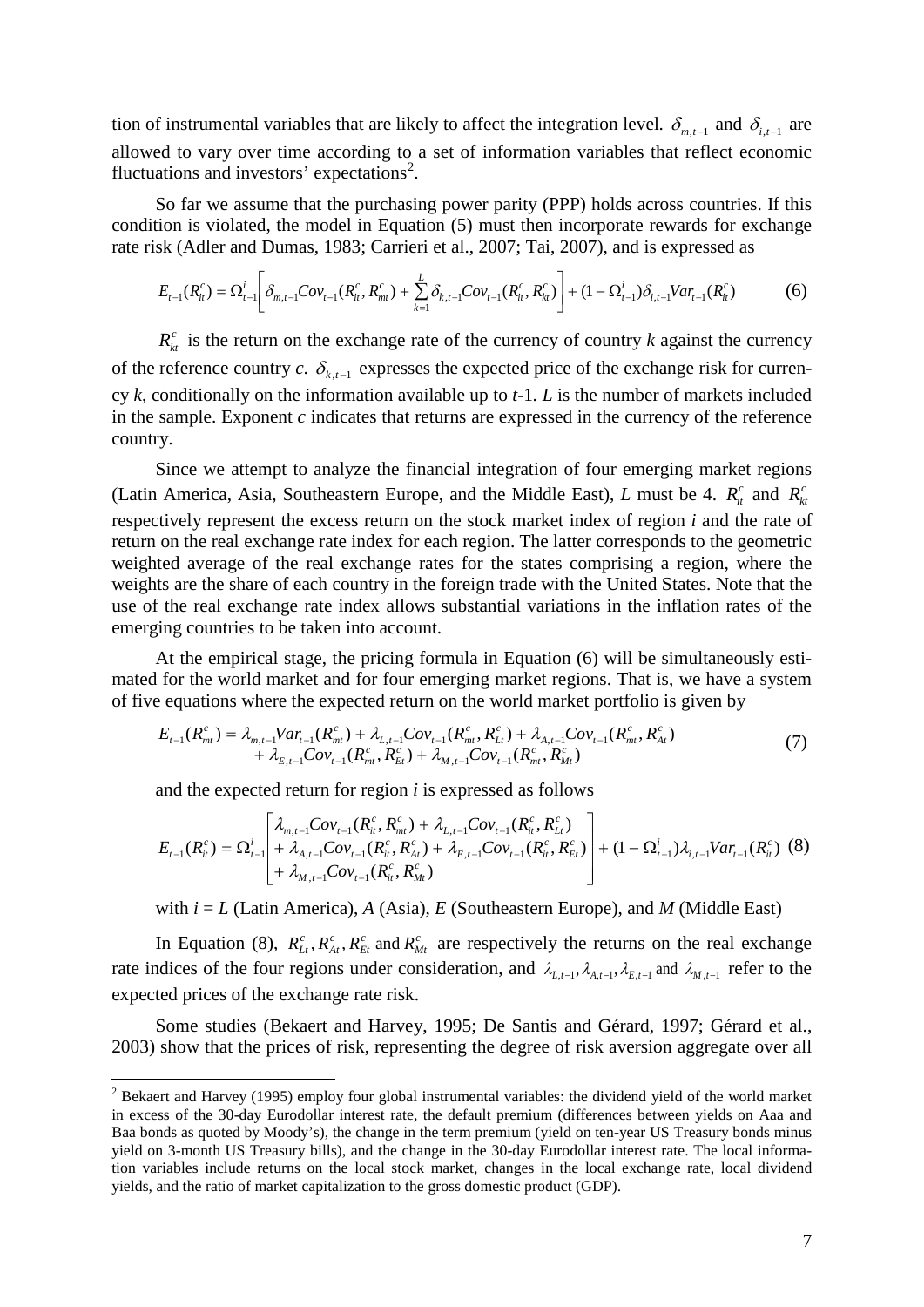tion of instrumental variables that are likely to affect the integration level. $\delta_{m,t-1}$ and $\delta_{i,t-1}$ are allowed to vary over time according to a set of information variables that reflect economic fluctuations and investors' expectations[2].

So far we assume that the purchasing power parity (PPP) holds across countries. If this condition is violated, the model in Equation (5) must then incorporate rewards for exchange rate risk (Adler and Dumas, 1983; Carrieri et al., 2007; Tai, 2007), and is expressed as

$$E_{t-1}(R_{it}^c) = \Omega_{t-1}^i \left[ \delta_{m,t-1} Cov_{t-1}(R_{it}^c, R_{mt}^c) + \sum_{k=1}^{L} \delta_{k,t-1} Cov_{t-1}(R_{it}^c, R_{kt}^c) \right] + (1 - \Omega_{t-1}^i) \delta_{i,t-1} Var_{t-1}(R_{it}^c) \tag{6}$$

$R_{kt}^c$ is the return on the exchange rate of the currency of country *k* against the currency of the reference country *c*. $\delta_{k,t-1}$ expresses the expected price of the exchange risk for currency *k*, conditionally on the information available up to *t*-1. *L* is the number of markets included in the sample. Exponent *c* indicates that returns are expressed in the currency of the reference country.

Since we attempt to analyze the financial integration of four emerging market regions (Latin America, Asia, Southeastern Europe, and the Middle East), *L* must be 4. $R_{it}^c$ and $R_{kt}^c$ respectively represent the excess return on the stock market index of region *i* and the rate of return on the real exchange rate index for each region. The latter corresponds to the geometric weighted average of the real exchange rates for the states comprising a region, where the weights are the share of each country in the foreign trade with the United States. Note that the use of the real exchange rate index allows substantial variations in the inflation rates of the emerging countries to be taken into account.

At the empirical stage, the pricing formula in Equation (6) will be simultaneously estimated for the world market and for four emerging market regions. That is, we have a system of five equations where the expected return on the world market portfolio is given by

$$\begin{aligned} E_{t-1}(R_{mt}^c) = {} & \lambda_{m,t-1} Var_{t-1}(R_{mt}^c) + \lambda_{L,t-1} Cov_{t-1}(R_{mt}^c, R_{Lt}^c) + \lambda_{A,t-1} Cov_{t-1}(R_{mt}^c, R_{At}^c) \\ & + \lambda_{E,t-1} Cov_{t-1}(R_{mt}^c, R_{Et}^c) + \lambda_{M,t-1} Cov_{t-1}(R_{mt}^c, R_{Mt}^c) \end{aligned} \tag{7}$$

and the expected return for region *i* is expressed as follows

$$E_{t-1}(R_{it}^c) = \Omega_{t-1}^i \begin{bmatrix} \lambda_{m,t-1} Cov_{t-1}(R_{it}^c, R_{mt}^c) + \lambda_{L,t-1} Cov_{t-1}(R_{it}^c, R_{Lt}^c) \\ + \lambda_{A,t-1} Cov_{t-1}(R_{it}^c, R_{At}^c) + \lambda_{E,t-1} Cov_{t-1}(R_{it}^c, R_{Et}^c) \\ + \lambda_{M,t-1} Cov_{t-1}(R_{it}^c, R_{Mt}^c) \end{bmatrix} + (1 - \Omega_{t-1}^i) \lambda_{i,t-1} Var_{t-1}(R_{it}^c) \tag{8}$$

with *i* = *L* (Latin America), *A* (Asia), *E* (Southeastern Europe), and *M* (Middle East)

In Equation (8), $R_{Lt}^c, R_{At}^c, R_{Et}^c$ and $R_{Mt}^c$ are respectively the returns on the real exchange rate indices of the four regions under consideration, and $\lambda_{L,t-1}, \lambda_{A,t-1}, \lambda_{E,t-1}$ and $\lambda_{M,t-1}$ refer to the expected prices of the exchange rate risk.

Some studies (Bekaert and Harvey, 1995; De Santis and Gérard, 1997; Gérard et al., 2003) show that the prices of risk, representing the degree of risk aversion aggregate over all

---

[2] Bekaert and Harvey (1995) employ four global instrumental variables: the dividend yield of the world market in excess of the 30-day Eurodollar interest rate, the default premium (differences between yields on Aaa and Baa bonds as quoted by Moody's), the change in the term premium (yield on ten-year US Treasury bonds minus yield on 3-month US Treasury bills), and the change in the 30-day Eurodollar interest rate. The local information variables include returns on the local stock market, changes in the local exchange rate, local dividend yields, and the ratio of market capitalization to the gross domestic product (GDP).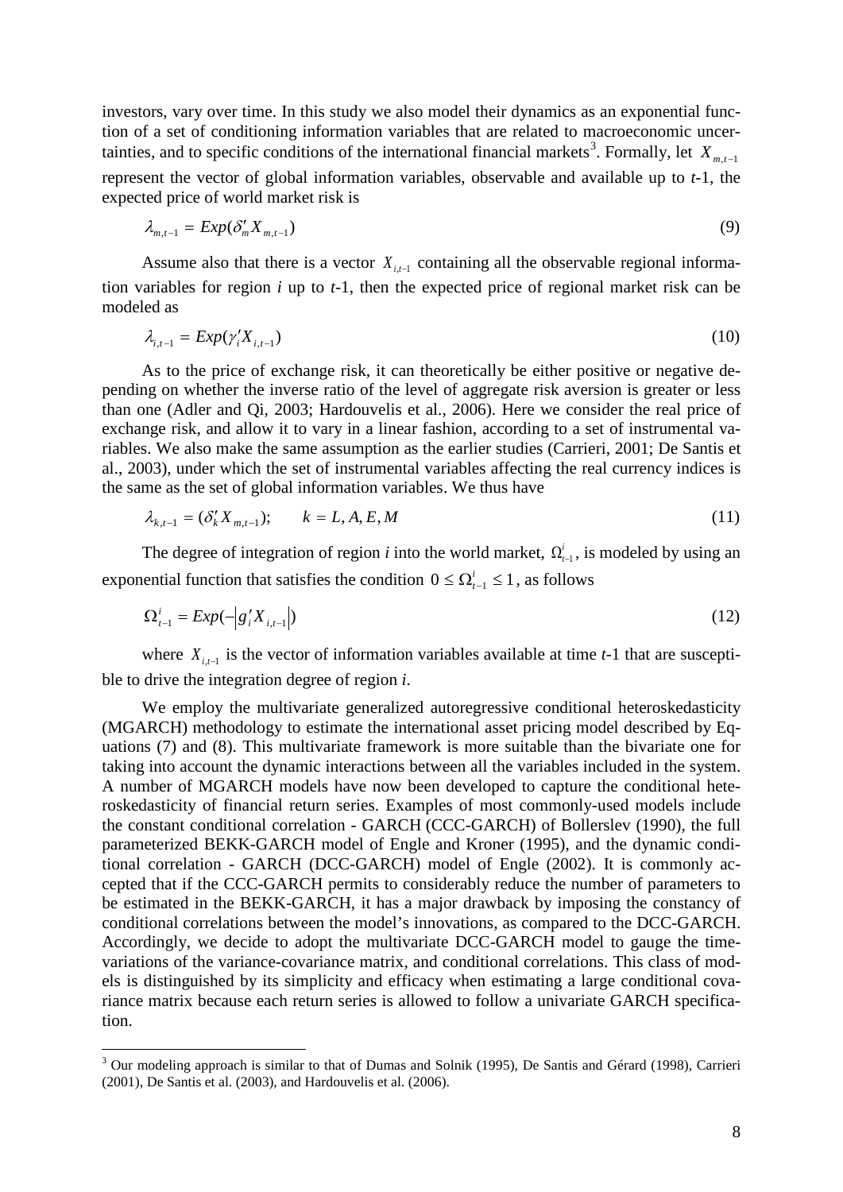investors, vary over time. In this study we also model their dynamics as an exponential function of a set of conditioning information variables that are related to macroeconomic uncertainties, and to specific conditions of the international financial markets[3]. Formally, let $X_{m,t-1}$ represent the vector of global information variables, observable and available up to $t$-1, the expected price of world market risk is

$$\lambda_{m,t-1} = Exp(\delta_m' X_{m,t-1}) \tag{9}$$

Assume also that there is a vector $X_{i,t-1}$ containing all the observable regional information variables for region $i$ up to $t$-1, then the expected price of regional market risk can be modeled as

$$\lambda_{i,t-1} = Exp(\gamma_i' X_{i,t-1}) \tag{10}$$

As to the price of exchange risk, it can theoretically be either positive or negative depending on whether the inverse ratio of the level of aggregate risk aversion is greater or less than one (Adler and Qi, 2003; Hardouvelis et al., 2006). Here we consider the real price of exchange risk, and allow it to vary in a linear fashion, according to a set of instrumental variables. We also make the same assumption as the earlier studies (Carrieri, 2001; De Santis et al., 2003), under which the set of instrumental variables affecting the real currency indices is the same as the set of global information variables. We thus have

$$\lambda_{k,t-1} = (\delta_k' X_{m,t-1}); \qquad k = L, A, E, M \tag{11}$$

The degree of integration of region $i$ into the world market, $\Omega_{t-1}^{i}$, is modeled by using an exponential function that satisfies the condition $0 \leq \Omega_{t-1}^{i} \leq 1$, as follows

$$\Omega_{t-1}^{i} = Exp(-\left|g_i' X_{i,t-1}\right|) \tag{12}$$

where $X_{i,t-1}$ is the vector of information variables available at time $t$-1 that are susceptible to drive the integration degree of region $i$.

We employ the multivariate generalized autoregressive conditional heteroskedasticity (MGARCH) methodology to estimate the international asset pricing model described by Equations (7) and (8). This multivariate framework is more suitable than the bivariate one for taking into account the dynamic interactions between all the variables included in the system. A number of MGARCH models have now been developed to capture the conditional heteroskedasticity of financial return series. Examples of most commonly-used models include the constant conditional correlation - GARCH (CCC-GARCH) of Bollerslev (1990), the full parameterized BEKK-GARCH model of Engle and Kroner (1995), and the dynamic conditional correlation - GARCH (DCC-GARCH) model of Engle (2002). It is commonly accepted that if the CCC-GARCH permits to considerably reduce the number of parameters to be estimated in the BEKK-GARCH, it has a major drawback by imposing the constancy of conditional correlations between the model's innovations, as compared to the DCC-GARCH. Accordingly, we decide to adopt the multivariate DCC-GARCH model to gauge the time-variations of the variance-covariance matrix, and conditional correlations. This class of models is distinguished by its simplicity and efficacy when estimating a large conditional covariance matrix because each return series is allowed to follow a univariate GARCH specification.

[3] Our modeling approach is similar to that of Dumas and Solnik (1995), De Santis and Gérard (1998), Carrieri (2001), De Santis et al. (2003), and Hardouvelis et al. (2006).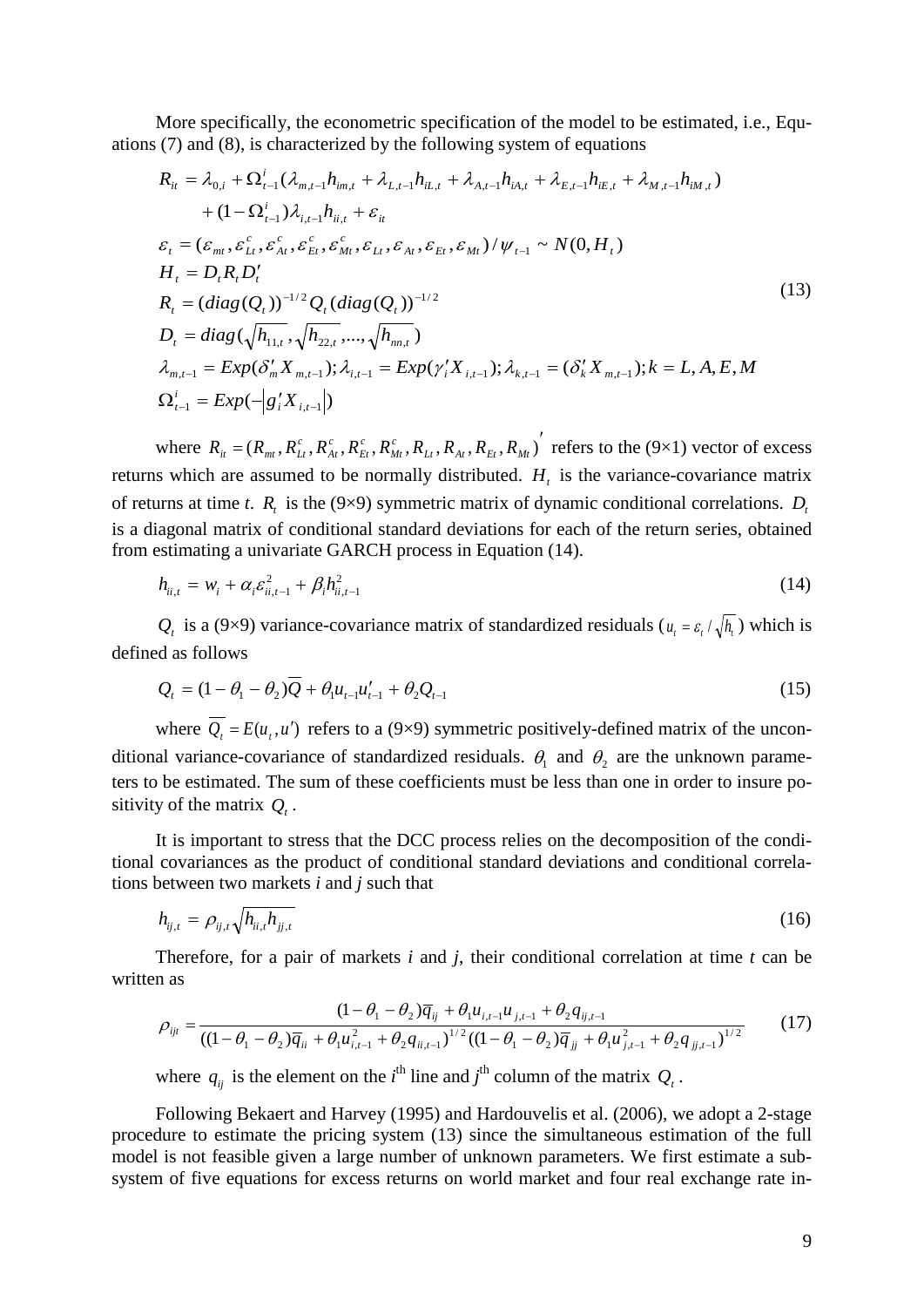More specifically, the econometric specification of the model to be estimated, i.e., Equations (7) and (8), is characterized by the following system of equations

$$
\begin{aligned}
R_{it} &= \lambda_{0,i} + \Omega_{t-1}^{i}(\lambda_{m,t-1}h_{im,t} + \lambda_{L,t-1}h_{iL,t} + \lambda_{A,t-1}h_{iA,t} + \lambda_{E,t-1}h_{iE,t} + \lambda_{M,t-1}h_{iM,t}) \\
&\quad + (1-\Omega_{t-1}^{i})\lambda_{i,t-1}h_{ii,t} + \varepsilon_{it} \\
\varepsilon_t &= (\varepsilon_{mt}, \varepsilon_{Lt}^{c}, \varepsilon_{At}^{c}, \varepsilon_{Et}^{c}, \varepsilon_{Mt}^{c}, \varepsilon_{Lt}, \varepsilon_{At}, \varepsilon_{Et}, \varepsilon_{Mt})/\psi_{t-1} \sim N(0, H_t) \\
H_t &= D_t R_t D_t' \\
R_t &= (diag(Q_t))^{-1/2} Q_t (diag(Q_t))^{-1/2} \\
D_t &= diag(\sqrt{h_{11,t}}, \sqrt{h_{22,t}}, \ldots, \sqrt{h_{nn,t}}) \\
\lambda_{m,t-1} &= Exp(\delta_m' X_{m,t-1}); \lambda_{i,t-1} = Exp(\gamma_i' X_{i,t-1}); \lambda_{k,t-1} = (\delta_k' X_{m,t-1}); k = L, A, E, M \\
\Omega_{t-1}^{i} &= Exp(-|g_i' X_{i,t-1}|)
\end{aligned}
\tag{13}
$$

where $R_{it} = (R_{mt}, R_{Lt}^{c}, R_{At}^{c}, R_{Et}^{c}, R_{Mt}^{c}, R_{Lt}, R_{At}, R_{Et}, R_{Mt})'$ refers to the (9×1) vector of excess returns which are assumed to be normally distributed. $H_t$ is the variance-covariance matrix of returns at time *t*. $R_t$ is the (9×9) symmetric matrix of dynamic conditional correlations. $D_t$ is a diagonal matrix of conditional standard deviations for each of the return series, obtained from estimating a univariate GARCH process in Equation (14).

$$
h_{ii,t} = w_i + \alpha_i \varepsilon_{ii,t-1}^2 + \beta_i h_{ii,t-1}^2 \tag{14}
$$

$Q_t$ is a (9×9) variance-covariance matrix of standardized residuals ($u_t = \varepsilon_t / \sqrt{h_t}$) which is defined as follows

$$
Q_t = (1-\theta_1-\theta_2)\overline{Q} + \theta_1 u_{t-1}u_{t-1}' + \theta_2 Q_{t-1} \tag{15}
$$

where $\overline{Q_t} = E(u_t, u')$ refers to a (9×9) symmetric positively-defined matrix of the unconditional variance-covariance of standardized residuals. $\theta_1$ and $\theta_2$ are the unknown parameters to be estimated. The sum of these coefficients must be less than one in order to insure positivity of the matrix $Q_t$.

It is important to stress that the DCC process relies on the decomposition of the conditional covariances as the product of conditional standard deviations and conditional correlations between two markets *i* and *j* such that

$$
h_{ij,t} = \rho_{ij,t}\sqrt{h_{ii,t}h_{jj,t}} \tag{16}
$$

Therefore, for a pair of markets *i* and *j*, their conditional correlation at time *t* can be written as

$$
\rho_{ijt} = \frac{(1-\theta_1-\theta_2)\overline{q}_{ij} + \theta_1 u_{i,t-1}u_{j,t-1} + \theta_2 q_{ij,t-1}}{((1-\theta_1-\theta_2)\overline{q}_{ii} + \theta_1 u_{i,t-1}^2 + \theta_2 q_{ii,t-1})^{1/2}((1-\theta_1-\theta_2)\overline{q}_{jj} + \theta_1 u_{j,t-1}^2 + \theta_2 q_{jj,t-1})^{1/2}} \tag{17}
$$

where $q_{ij}$ is the element on the $i^{\text{th}}$ line and $j^{\text{th}}$ column of the matrix $Q_t$.

Following Bekaert and Harvey (1995) and Hardouvelis et al. (2006), we adopt a 2-stage procedure to estimate the pricing system (13) since the simultaneous estimation of the full model is not feasible given a large number of unknown parameters. We first estimate a subsystem of five equations for excess returns on world market and four real exchange rate in-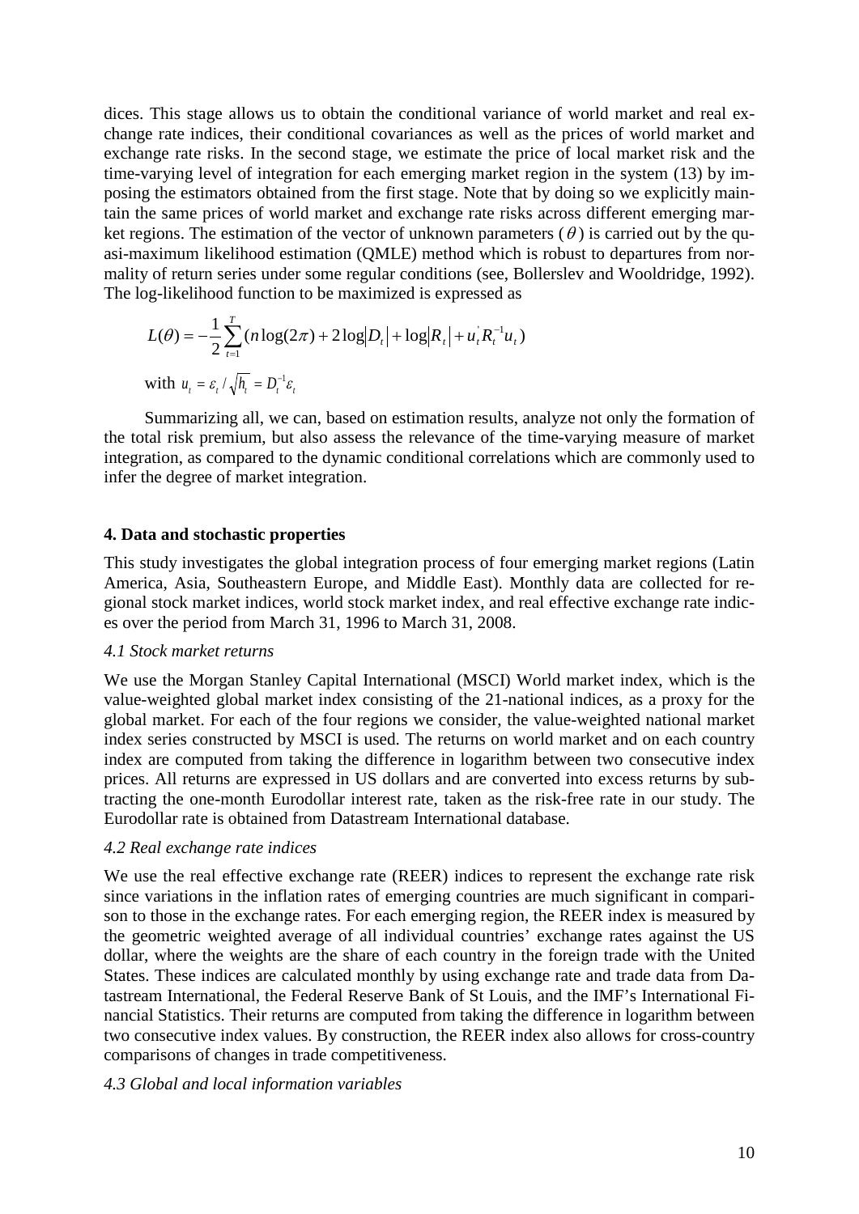dices. This stage allows us to obtain the conditional variance of world market and real exchange rate indices, their conditional covariances as well as the prices of world market and exchange rate risks. In the second stage, we estimate the price of local market risk and the time-varying level of integration for each emerging market region in the system (13) by imposing the estimators obtained from the first stage. Note that by doing so we explicitly maintain the same prices of world market and exchange rate risks across different emerging market regions. The estimation of the vector of unknown parameters ($\theta$) is carried out by the quasi-maximum likelihood estimation (QMLE) method which is robust to departures from normality of return series under some regular conditions (see, Bollerslev and Wooldridge, 1992). The log-likelihood function to be maximized is expressed as

$$L(\theta) = -\frac{1}{2}\sum_{t=1}^{T}(n\log(2\pi) + 2\log|D_t| + \log|R_t| + u_t^{'}R_t^{-1}u_t)$$

with $u_t = \varepsilon_t / \sqrt{h_t} = D_t^{-1}\varepsilon_t$

Summarizing all, we can, based on estimation results, analyze not only the formation of the total risk premium, but also assess the relevance of the time-varying measure of market integration, as compared to the dynamic conditional correlations which are commonly used to infer the degree of market integration.

## 4. Data and stochastic properties

This study investigates the global integration process of four emerging market regions (Latin America, Asia, Southeastern Europe, and Middle East). Monthly data are collected for regional stock market indices, world stock market index, and real effective exchange rate indices over the period from March 31, 1996 to March 31, 2008.

### *4.1 Stock market returns*

We use the Morgan Stanley Capital International (MSCI) World market index, which is the value-weighted global market index consisting of the 21-national indices, as a proxy for the global market. For each of the four regions we consider, the value-weighted national market index series constructed by MSCI is used. The returns on world market and on each country index are computed from taking the difference in logarithm between two consecutive index prices. All returns are expressed in US dollars and are converted into excess returns by subtracting the one-month Eurodollar interest rate, taken as the risk-free rate in our study. The Eurodollar rate is obtained from Datastream International database.

### *4.2 Real exchange rate indices*

We use the real effective exchange rate (REER) indices to represent the exchange rate risk since variations in the inflation rates of emerging countries are much significant in comparison to those in the exchange rates. For each emerging region, the REER index is measured by the geometric weighted average of all individual countries' exchange rates against the US dollar, where the weights are the share of each country in the foreign trade with the United States. These indices are calculated monthly by using exchange rate and trade data from Datastream International, the Federal Reserve Bank of St Louis, and the IMF's International Financial Statistics. Their returns are computed from taking the difference in logarithm between two consecutive index values. By construction, the REER index also allows for cross-country comparisons of changes in trade competitiveness.

### *4.3 Global and local information variables*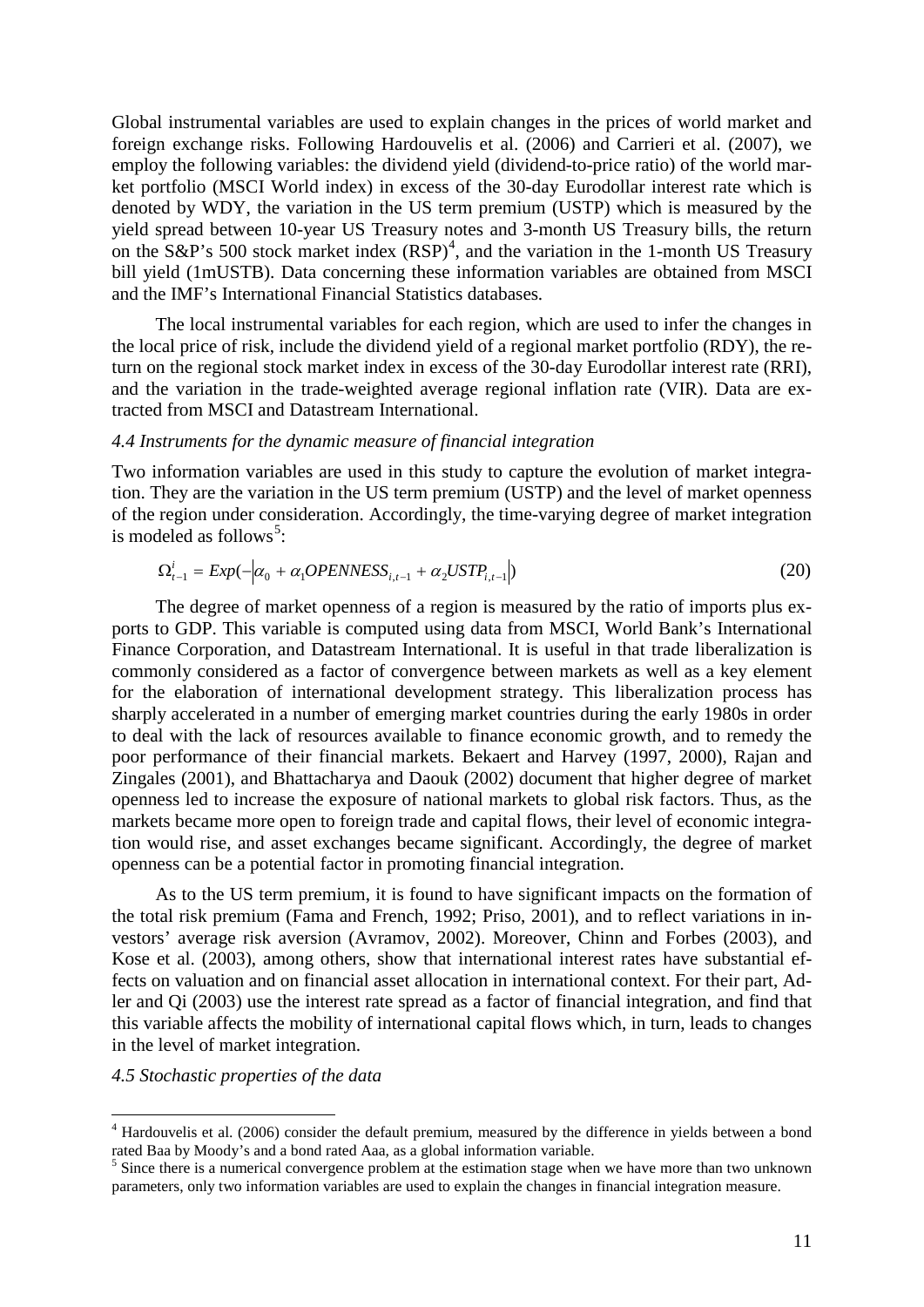Global instrumental variables are used to explain changes in the prices of world market and foreign exchange risks. Following Hardouvelis et al. (2006) and Carrieri et al. (2007), we employ the following variables: the dividend yield (dividend-to-price ratio) of the world market portfolio (MSCI World index) in excess of the 30-day Eurodollar interest rate which is denoted by WDY, the variation in the US term premium (USTP) which is measured by the yield spread between 10-year US Treasury notes and 3-month US Treasury bills, the return on the S&P's 500 stock market index (RSP)[4], and the variation in the 1-month US Treasury bill yield (1mUSTB). Data concerning these information variables are obtained from MSCI and the IMF's International Financial Statistics databases.

The local instrumental variables for each region, which are used to infer the changes in the local price of risk, include the dividend yield of a regional market portfolio (RDY), the return on the regional stock market index in excess of the 30-day Eurodollar interest rate (RRI), and the variation in the trade-weighted average regional inflation rate (VIR). Data are extracted from MSCI and Datastream International.

*4.4 Instruments for the dynamic measure of financial integration*

Two information variables are used in this study to capture the evolution of market integration. They are the variation in the US term premium (USTP) and the level of market openness of the region under consideration. Accordingly, the time-varying degree of market integration is modeled as follows[5]:

$$\Omega_{t-1}^{i} = Exp(-\left|\alpha_0 + \alpha_1 OPENNESS_{i,t-1} + \alpha_2 USTP_{i,t-1}\right|) \tag{20}$$

The degree of market openness of a region is measured by the ratio of imports plus exports to GDP. This variable is computed using data from MSCI, World Bank's International Finance Corporation, and Datastream International. It is useful in that trade liberalization is commonly considered as a factor of convergence between markets as well as a key element for the elaboration of international development strategy. This liberalization process has sharply accelerated in a number of emerging market countries during the early 1980s in order to deal with the lack of resources available to finance economic growth, and to remedy the poor performance of their financial markets. Bekaert and Harvey (1997, 2000), Rajan and Zingales (2001), and Bhattacharya and Daouk (2002) document that higher degree of market openness led to increase the exposure of national markets to global risk factors. Thus, as the markets became more open to foreign trade and capital flows, their level of economic integration would rise, and asset exchanges became significant. Accordingly, the degree of market openness can be a potential factor in promoting financial integration.

As to the US term premium, it is found to have significant impacts on the formation of the total risk premium (Fama and French, 1992; Priso, 2001), and to reflect variations in investors' average risk aversion (Avramov, 2002). Moreover, Chinn and Forbes (2003), and Kose et al. (2003), among others, show that international interest rates have substantial effects on valuation and on financial asset allocation in international context. For their part, Adler and Qi (2003) use the interest rate spread as a factor of financial integration, and find that this variable affects the mobility of international capital flows which, in turn, leads to changes in the level of market integration.

*4.5 Stochastic properties of the data*

---

[4] Hardouvelis et al. (2006) consider the default premium, measured by the difference in yields between a bond rated Baa by Moody's and a bond rated Aaa, as a global information variable.

[5] Since there is a numerical convergence problem at the estimation stage when we have more than two unknown parameters, only two information variables are used to explain the changes in financial integration measure.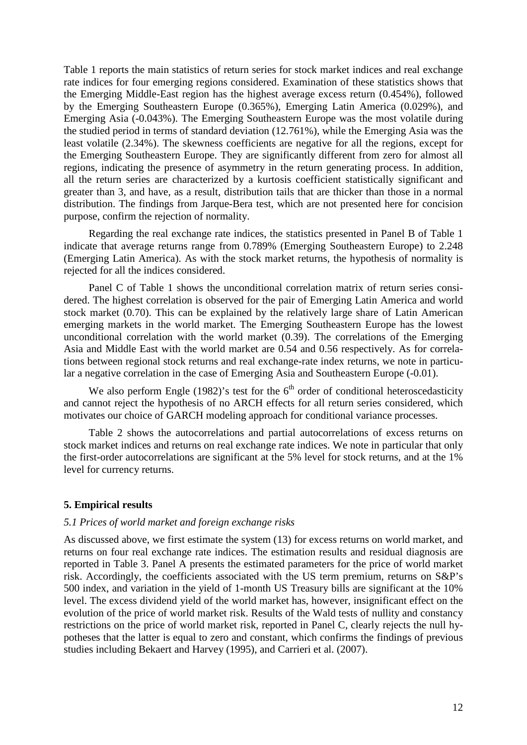Table 1 reports the main statistics of return series for stock market indices and real exchange rate indices for four emerging regions considered. Examination of these statistics shows that the Emerging Middle-East region has the highest average excess return (0.454%), followed by the Emerging Southeastern Europe (0.365%), Emerging Latin America (0.029%), and Emerging Asia (-0.043%). The Emerging Southeastern Europe was the most volatile during the studied period in terms of standard deviation (12.761%), while the Emerging Asia was the least volatile (2.34%). The skewness coefficients are negative for all the regions, except for the Emerging Southeastern Europe. They are significantly different from zero for almost all regions, indicating the presence of asymmetry in the return generating process. In addition, all the return series are characterized by a kurtosis coefficient statistically significant and greater than 3, and have, as a result, distribution tails that are thicker than those in a normal distribution. The findings from Jarque-Bera test, which are not presented here for concision purpose, confirm the rejection of normality.

Regarding the real exchange rate indices, the statistics presented in Panel B of Table 1 indicate that average returns range from 0.789% (Emerging Southeastern Europe) to 2.248 (Emerging Latin America). As with the stock market returns, the hypothesis of normality is rejected for all the indices considered.

Panel C of Table 1 shows the unconditional correlation matrix of return series considered. The highest correlation is observed for the pair of Emerging Latin America and world stock market (0.70). This can be explained by the relatively large share of Latin American emerging markets in the world market. The Emerging Southeastern Europe has the lowest unconditional correlation with the world market (0.39). The correlations of the Emerging Asia and Middle East with the world market are 0.54 and 0.56 respectively. As for correlations between regional stock returns and real exchange-rate index returns, we note in particular a negative correlation in the case of Emerging Asia and Southeastern Europe (-0.01).

We also perform Engle (1982)'s test for the 6$^{th}$ order of conditional heteroscedasticity and cannot reject the hypothesis of no ARCH effects for all return series considered, which motivates our choice of GARCH modeling approach for conditional variance processes.

Table 2 shows the autocorrelations and partial autocorrelations of excess returns on stock market indices and returns on real exchange rate indices. We note in particular that only the first-order autocorrelations are significant at the 5% level for stock returns, and at the 1% level for currency returns.

## 5. Empirical results

### *5.1 Prices of world market and foreign exchange risks*

As discussed above, we first estimate the system (13) for excess returns on world market, and returns on four real exchange rate indices. The estimation results and residual diagnosis are reported in Table 3. Panel A presents the estimated parameters for the price of world market risk. Accordingly, the coefficients associated with the US term premium, returns on S&P's 500 index, and variation in the yield of 1-month US Treasury bills are significant at the 10% level. The excess dividend yield of the world market has, however, insignificant effect on the evolution of the price of world market risk. Results of the Wald tests of nullity and constancy restrictions on the price of world market risk, reported in Panel C, clearly rejects the null hypotheses that the latter is equal to zero and constant, which confirms the findings of previous studies including Bekaert and Harvey (1995), and Carrieri et al. (2007).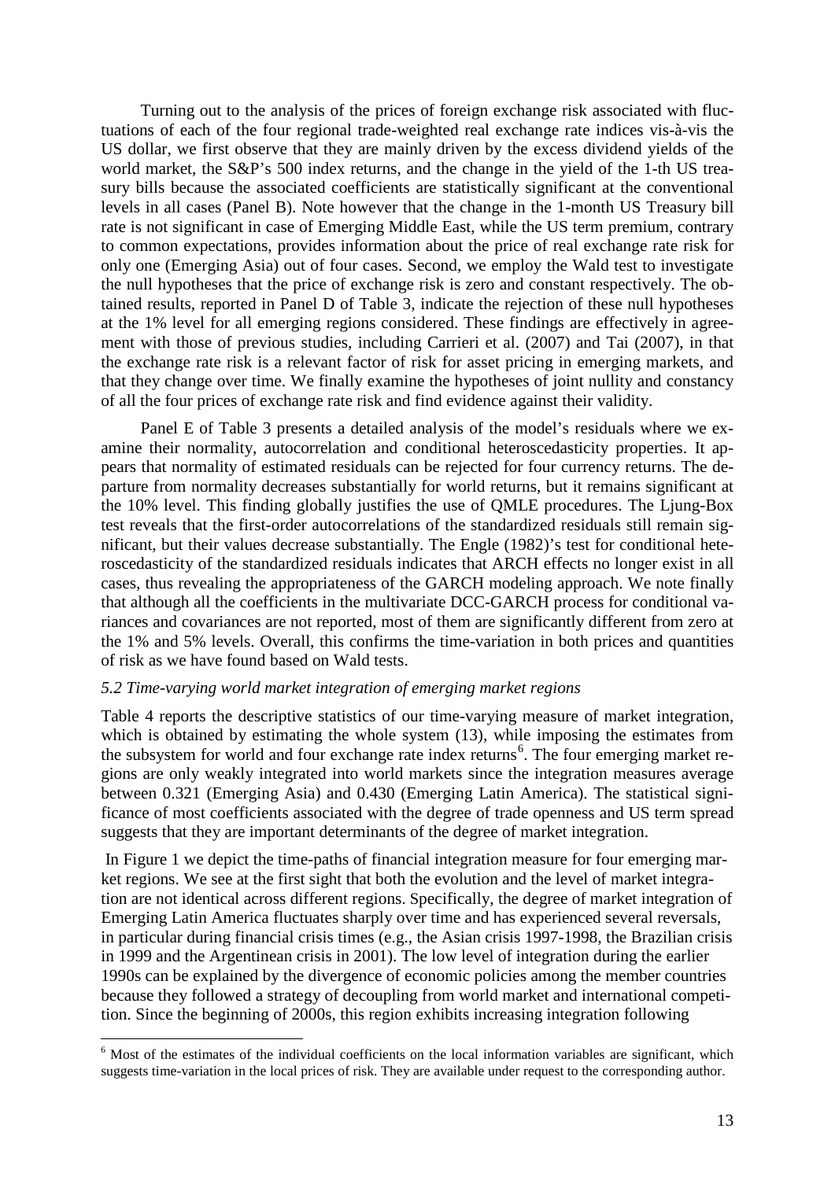Turning out to the analysis of the prices of foreign exchange risk associated with fluctuations of each of the four regional trade-weighted real exchange rate indices vis-à-vis the US dollar, we first observe that they are mainly driven by the excess dividend yields of the world market, the S&P's 500 index returns, and the change in the yield of the 1-th US treasury bills because the associated coefficients are statistically significant at the conventional levels in all cases (Panel B). Note however that the change in the 1-month US Treasury bill rate is not significant in case of Emerging Middle East, while the US term premium, contrary to common expectations, provides information about the price of real exchange rate risk for only one (Emerging Asia) out of four cases. Second, we employ the Wald test to investigate the null hypotheses that the price of exchange risk is zero and constant respectively. The obtained results, reported in Panel D of Table 3, indicate the rejection of these null hypotheses at the 1% level for all emerging regions considered. These findings are effectively in agreement with those of previous studies, including Carrieri et al. (2007) and Tai (2007), in that the exchange rate risk is a relevant factor of risk for asset pricing in emerging markets, and that they change over time. We finally examine the hypotheses of joint nullity and constancy of all the four prices of exchange rate risk and find evidence against their validity.

Panel E of Table 3 presents a detailed analysis of the model's residuals where we examine their normality, autocorrelation and conditional heteroscedasticity properties. It appears that normality of estimated residuals can be rejected for four currency returns. The departure from normality decreases substantially for world returns, but it remains significant at the 10% level. This finding globally justifies the use of QMLE procedures. The Ljung-Box test reveals that the first-order autocorrelations of the standardized residuals still remain significant, but their values decrease substantially. The Engle (1982)'s test for conditional heteroscedasticity of the standardized residuals indicates that ARCH effects no longer exist in all cases, thus revealing the appropriateness of the GARCH modeling approach. We note finally that although all the coefficients in the multivariate DCC-GARCH process for conditional variances and covariances are not reported, most of them are significantly different from zero at the 1% and 5% levels. Overall, this confirms the time-variation in both prices and quantities of risk as we have found based on Wald tests.

### *5.2 Time-varying world market integration of emerging market regions*

Table 4 reports the descriptive statistics of our time-varying measure of market integration, which is obtained by estimating the whole system (13), while imposing the estimates from the subsystem for world and four exchange rate index returns[6]. The four emerging market regions are only weakly integrated into world markets since the integration measures average between 0.321 (Emerging Asia) and 0.430 (Emerging Latin America). The statistical significance of most coefficients associated with the degree of trade openness and US term spread suggests that they are important determinants of the degree of market integration.

In Figure 1 we depict the time-paths of financial integration measure for four emerging market regions. We see at the first sight that both the evolution and the level of market integration are not identical across different regions. Specifically, the degree of market integration of Emerging Latin America fluctuates sharply over time and has experienced several reversals, in particular during financial crisis times (e.g., the Asian crisis 1997-1998, the Brazilian crisis in 1999 and the Argentinean crisis in 2001). The low level of integration during the earlier 1990s can be explained by the divergence of economic policies among the member countries because they followed a strategy of decoupling from world market and international competition. Since the beginning of 2000s, this region exhibits increasing integration following

[6] Most of the estimates of the individual coefficients on the local information variables are significant, which suggests time-variation in the local prices of risk. They are available under request to the corresponding author.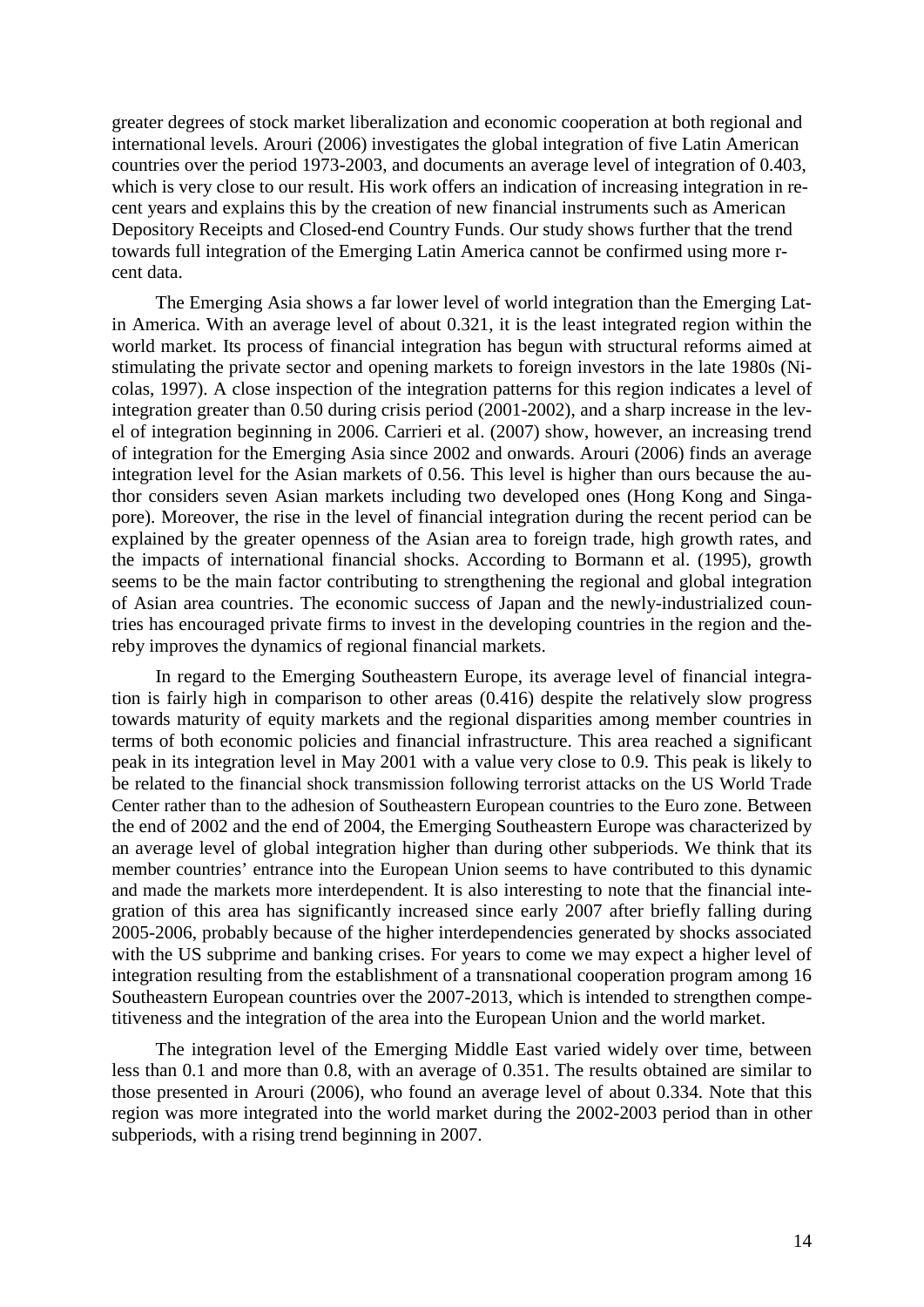greater degrees of stock market liberalization and economic cooperation at both regional and international levels. Arouri (2006) investigates the global integration of five Latin American countries over the period 1973-2003, and documents an average level of integration of 0.403, which is very close to our result. His work offers an indication of increasing integration in recent years and explains this by the creation of new financial instruments such as American Depository Receipts and Closed-end Country Funds. Our study shows further that the trend towards full integration of the Emerging Latin America cannot be confirmed using more r-cent data.

The Emerging Asia shows a far lower level of world integration than the Emerging Latin America. With an average level of about 0.321, it is the least integrated region within the world market. Its process of financial integration has begun with structural reforms aimed at stimulating the private sector and opening markets to foreign investors in the late 1980s (Nicolas, 1997). A close inspection of the integration patterns for this region indicates a level of integration greater than 0.50 during crisis period (2001-2002), and a sharp increase in the level of integration beginning in 2006. Carrieri et al. (2007) show, however, an increasing trend of integration for the Emerging Asia since 2002 and onwards. Arouri (2006) finds an average integration level for the Asian markets of 0.56. This level is higher than ours because the author considers seven Asian markets including two developed ones (Hong Kong and Singapore). Moreover, the rise in the level of financial integration during the recent period can be explained by the greater openness of the Asian area to foreign trade, high growth rates, and the impacts of international financial shocks. According to Bormann et al. (1995), growth seems to be the main factor contributing to strengthening the regional and global integration of Asian area countries. The economic success of Japan and the newly-industrialized countries has encouraged private firms to invest in the developing countries in the region and thereby improves the dynamics of regional financial markets.

In regard to the Emerging Southeastern Europe, its average level of financial integration is fairly high in comparison to other areas (0.416) despite the relatively slow progress towards maturity of equity markets and the regional disparities among member countries in terms of both economic policies and financial infrastructure. This area reached a significant peak in its integration level in May 2001 with a value very close to 0.9. This peak is likely to be related to the financial shock transmission following terrorist attacks on the US World Trade Center rather than to the adhesion of Southeastern European countries to the Euro zone. Between the end of 2002 and the end of 2004, the Emerging Southeastern Europe was characterized by an average level of global integration higher than during other subperiods. We think that its member countries' entrance into the European Union seems to have contributed to this dynamic and made the markets more interdependent. It is also interesting to note that the financial integration of this area has significantly increased since early 2007 after briefly falling during 2005-2006, probably because of the higher interdependencies generated by shocks associated with the US subprime and banking crises. For years to come we may expect a higher level of integration resulting from the establishment of a transnational cooperation program among 16 Southeastern European countries over the 2007-2013, which is intended to strengthen competitiveness and the integration of the area into the European Union and the world market.

The integration level of the Emerging Middle East varied widely over time, between less than 0.1 and more than 0.8, with an average of 0.351. The results obtained are similar to those presented in Arouri (2006), who found an average level of about 0.334. Note that this region was more integrated into the world market during the 2002-2003 period than in other subperiods, with a rising trend beginning in 2007.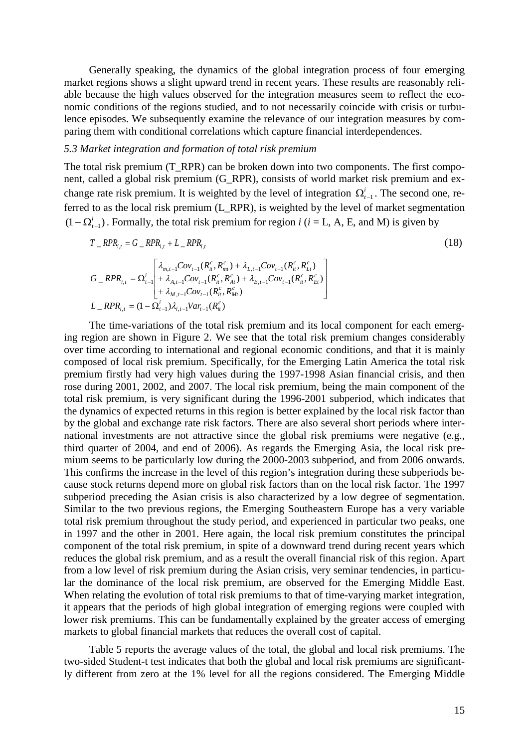Generally speaking, the dynamics of the global integration process of four emerging market regions shows a slight upward trend in recent years. These results are reasonably reliable because the high values observed for the integration measures seem to reflect the economic conditions of the regions studied, and to not necessarily coincide with crisis or turbulence episodes. We subsequently examine the relevance of our integration measures by comparing them with conditional correlations which capture financial interdependences.

### *5.3 Market integration and formation of total risk premium*

The total risk premium (T_RPR) can be broken down into two components. The first component, called a global risk premium (G_RPR), consists of world market risk premium and exchange rate risk premium. It is weighted by the level of integration $\Omega^i_{t-1}$. The second one, referred to as the local risk premium (L_RPR), is weighted by the level of market segmentation $(1-\Omega^i_{t-1})$. Formally, the total risk premium for region $i$ ($i$ = L, A, E, and M) is given by

$$T\_RPR_{i,t} = G\_RPR_{i,t} + L\_RPR_{i,t} \tag{18}$$

$$G\_RPR_{i,t} = \Omega^i_{t-1}\begin{bmatrix} \lambda_{m,t-1}Cov_{t-1}(R^c_{it}, R^c_{mt}) + \lambda_{L,t-1}Cov_{t-1}(R^c_{it}, R^c_{Lt}) \\ + \lambda_{A,t-1}Cov_{t-1}(R^c_{it}, R^c_{At}) + \lambda_{E,t-1}Cov_{t-1}(R^c_{it}, R^c_{Et}) \\ + \lambda_{M,t-1}Cov_{t-1}(R^c_{it}, R^c_{Mt}) \end{bmatrix}$$

$$L\_RPR_{i,t} = (1-\Omega^i_{t-1})\lambda_{i,t-1}Var_{t-1}(R^c_{it})$$

The time-variations of the total risk premium and its local component for each emerging region are shown in Figure 2. We see that the total risk premium changes considerably over time according to international and regional economic conditions, and that it is mainly composed of local risk premium. Specifically, for the Emerging Latin America the total risk premium firstly had very high values during the 1997-1998 Asian financial crisis, and then rose during 2001, 2002, and 2007. The local risk premium, being the main component of the total risk premium, is very significant during the 1996-2001 subperiod, which indicates that the dynamics of expected returns in this region is better explained by the local risk factor than by the global and exchange rate risk factors. There are also several short periods where international investments are not attractive since the global risk premiums were negative (e.g., third quarter of 2004, and end of 2006). As regards the Emerging Asia, the local risk premium seems to be particularly low during the 2000-2003 subperiod, and from 2006 onwards. This confirms the increase in the level of this region's integration during these subperiods because stock returns depend more on global risk factors than on the local risk factor. The 1997 subperiod preceding the Asian crisis is also characterized by a low degree of segmentation. Similar to the two previous regions, the Emerging Southeastern Europe has a very variable total risk premium throughout the study period, and experienced in particular two peaks, one in 1997 and the other in 2001. Here again, the local risk premium constitutes the principal component of the total risk premium, in spite of a downward trend during recent years which reduces the global risk premium, and as a result the overall financial risk of this region. Apart from a low level of risk premium during the Asian crisis, very seminar tendencies, in particular the dominance of the local risk premium, are observed for the Emerging Middle East. When relating the evolution of total risk premiums to that of time-varying market integration, it appears that the periods of high global integration of emerging regions were coupled with lower risk premiums. This can be fundamentally explained by the greater access of emerging markets to global financial markets that reduces the overall cost of capital.

Table 5 reports the average values of the total, the global and local risk premiums. The two-sided Student-t test indicates that both the global and local risk premiums are significantly different from zero at the 1% level for all the regions considered. The Emerging Middle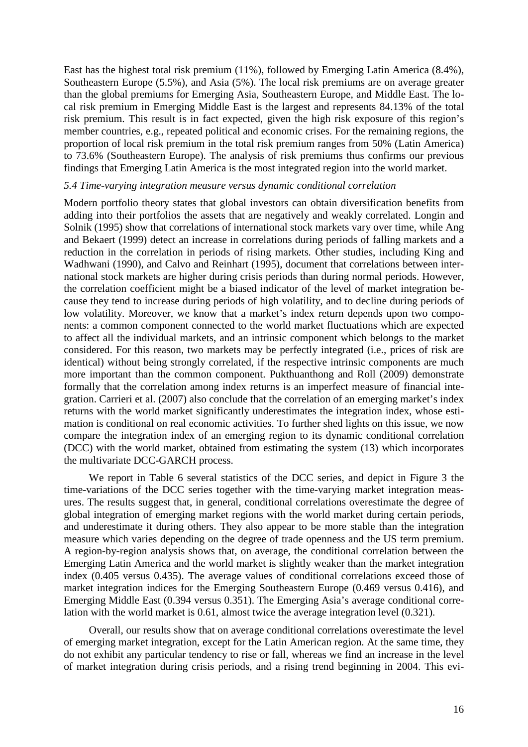East has the highest total risk premium (11%), followed by Emerging Latin America (8.4%), Southeastern Europe (5.5%), and Asia (5%). The local risk premiums are on average greater than the global premiums for Emerging Asia, Southeastern Europe, and Middle East. The local risk premium in Emerging Middle East is the largest and represents 84.13% of the total risk premium. This result is in fact expected, given the high risk exposure of this region's member countries, e.g., repeated political and economic crises. For the remaining regions, the proportion of local risk premium in the total risk premium ranges from 50% (Latin America) to 73.6% (Southeastern Europe). The analysis of risk premiums thus confirms our previous findings that Emerging Latin America is the most integrated region into the world market.

### *5.4 Time-varying integration measure versus dynamic conditional correlation*

Modern portfolio theory states that global investors can obtain diversification benefits from adding into their portfolios the assets that are negatively and weakly correlated. Longin and Solnik (1995) show that correlations of international stock markets vary over time, while Ang and Bekaert (1999) detect an increase in correlations during periods of falling markets and a reduction in the correlation in periods of rising markets. Other studies, including King and Wadhwani (1990), and Calvo and Reinhart (1995), document that correlations between international stock markets are higher during crisis periods than during normal periods. However, the correlation coefficient might be a biased indicator of the level of market integration because they tend to increase during periods of high volatility, and to decline during periods of low volatility. Moreover, we know that a market's index return depends upon two components: a common component connected to the world market fluctuations which are expected to affect all the individual markets, and an intrinsic component which belongs to the market considered. For this reason, two markets may be perfectly integrated (i.e., prices of risk are identical) without being strongly correlated, if the respective intrinsic components are much more important than the common component. Pukthuanthong and Roll (2009) demonstrate formally that the correlation among index returns is an imperfect measure of financial integration. Carrieri et al. (2007) also conclude that the correlation of an emerging market's index returns with the world market significantly underestimates the integration index, whose estimation is conditional on real economic activities. To further shed lights on this issue, we now compare the integration index of an emerging region to its dynamic conditional correlation (DCC) with the world market, obtained from estimating the system (13) which incorporates the multivariate DCC-GARCH process.

We report in Table 6 several statistics of the DCC series, and depict in Figure 3 the time-variations of the DCC series together with the time-varying market integration measures. The results suggest that, in general, conditional correlations overestimate the degree of global integration of emerging market regions with the world market during certain periods, and underestimate it during others. They also appear to be more stable than the integration measure which varies depending on the degree of trade openness and the US term premium. A region-by-region analysis shows that, on average, the conditional correlation between the Emerging Latin America and the world market is slightly weaker than the market integration index (0.405 versus 0.435). The average values of conditional correlations exceed those of market integration indices for the Emerging Southeastern Europe (0.469 versus 0.416), and Emerging Middle East (0.394 versus 0.351). The Emerging Asia's average conditional correlation with the world market is 0.61, almost twice the average integration level (0.321).

Overall, our results show that on average conditional correlations overestimate the level of emerging market integration, except for the Latin American region. At the same time, they do not exhibit any particular tendency to rise or fall, whereas we find an increase in the level of market integration during crisis periods, and a rising trend beginning in 2004. This evi-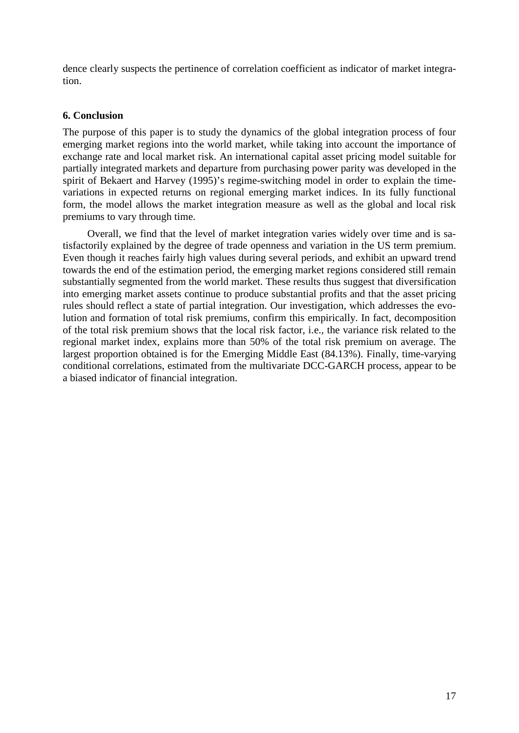dence clearly suspects the pertinence of correlation coefficient as indicator of market integration.

### 6. Conclusion

The purpose of this paper is to study the dynamics of the global integration process of four emerging market regions into the world market, while taking into account the importance of exchange rate and local market risk. An international capital asset pricing model suitable for partially integrated markets and departure from purchasing power parity was developed in the spirit of Bekaert and Harvey (1995)'s regime-switching model in order to explain the time-variations in expected returns on regional emerging market indices. In its fully functional form, the model allows the market integration measure as well as the global and local risk premiums to vary through time.

Overall, we find that the level of market integration varies widely over time and is satisfactorily explained by the degree of trade openness and variation in the US term premium. Even though it reaches fairly high values during several periods, and exhibit an upward trend towards the end of the estimation period, the emerging market regions considered still remain substantially segmented from the world market. These results thus suggest that diversification into emerging market assets continue to produce substantial profits and that the asset pricing rules should reflect a state of partial integration. Our investigation, which addresses the evolution and formation of total risk premiums, confirm this empirically. In fact, decomposition of the total risk premium shows that the local risk factor, i.e., the variance risk related to the regional market index, explains more than 50% of the total risk premium on average. The largest proportion obtained is for the Emerging Middle East (84.13%). Finally, time-varying conditional correlations, estimated from the multivariate DCC-GARCH process, appear to be a biased indicator of financial integration.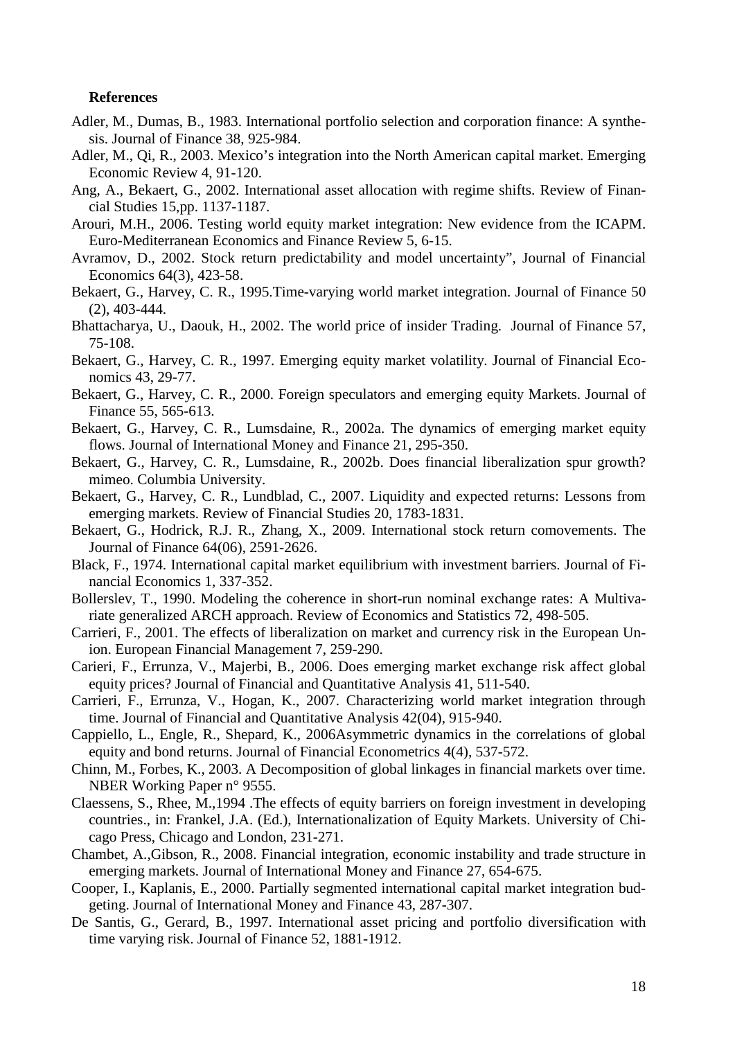**References**

Adler, M., Dumas, B., 1983. International portfolio selection and corporation finance: A synthesis. Journal of Finance 38, 925-984.

Adler, M., Qi, R., 2003. Mexico's integration into the North American capital market. Emerging Economic Review 4, 91-120.

Ang, A., Bekaert, G., 2002. International asset allocation with regime shifts. Review of Financial Studies 15,pp. 1137-1187.

Arouri, M.H., 2006. Testing world equity market integration: New evidence from the ICAPM. Euro-Mediterranean Economics and Finance Review 5, 6-15.

Avramov, D., 2002. Stock return predictability and model uncertainty", Journal of Financial Economics 64(3), 423-58.

Bekaert, G., Harvey, C. R., 1995.Time-varying world market integration. Journal of Finance 50 (2), 403-444.

Bhattacharya, U., Daouk, H., 2002. The world price of insider Trading. Journal of Finance 57, 75-108.

Bekaert, G., Harvey, C. R., 1997. Emerging equity market volatility. Journal of Financial Economics 43, 29-77.

Bekaert, G., Harvey, C. R., 2000. Foreign speculators and emerging equity Markets. Journal of Finance 55, 565-613.

Bekaert, G., Harvey, C. R., Lumsdaine, R., 2002a. The dynamics of emerging market equity flows. Journal of International Money and Finance 21, 295-350.

Bekaert, G., Harvey, C. R., Lumsdaine, R., 2002b. Does financial liberalization spur growth? mimeo. Columbia University.

Bekaert, G., Harvey, C. R., Lundblad, C., 2007. Liquidity and expected returns: Lessons from emerging markets. Review of Financial Studies 20, 1783-1831.

Bekaert, G., Hodrick, R.J. R., Zhang, X., 2009. International stock return comovements. The Journal of Finance 64(06), 2591-2626.

Black, F., 1974. International capital market equilibrium with investment barriers. Journal of Financial Economics 1, 337-352.

Bollerslev, T., 1990. Modeling the coherence in short-run nominal exchange rates: A Multivariate generalized ARCH approach. Review of Economics and Statistics 72, 498-505.

Carrieri, F., 2001. The effects of liberalization on market and currency risk in the European Union. European Financial Management 7, 259-290.

Carieri, F., Errunza, V., Majerbi, B., 2006. Does emerging market exchange risk affect global equity prices? Journal of Financial and Quantitative Analysis 41, 511-540.

Carrieri, F., Errunza, V., Hogan, K., 2007. Characterizing world market integration through time. Journal of Financial and Quantitative Analysis 42(04), 915-940.

Cappiello, L., Engle, R., Shepard, K., 2006Asymmetric dynamics in the correlations of global equity and bond returns. Journal of Financial Econometrics 4(4), 537-572.

Chinn, M., Forbes, K., 2003. A Decomposition of global linkages in financial markets over time. NBER Working Paper n° 9555.

Claessens, S., Rhee, M.,1994 .The effects of equity barriers on foreign investment in developing countries., in: Frankel, J.A. (Ed.), Internationalization of Equity Markets. University of Chicago Press, Chicago and London, 231-271.

Chambet, A.,Gibson, R., 2008. Financial integration, economic instability and trade structure in emerging markets. Journal of International Money and Finance 27, 654-675.

Cooper, I., Kaplanis, E., 2000. Partially segmented international capital market integration budgeting. Journal of International Money and Finance 43, 287-307.

De Santis, G., Gerard, B., 1997. International asset pricing and portfolio diversification with time varying risk. Journal of Finance 52, 1881-1912.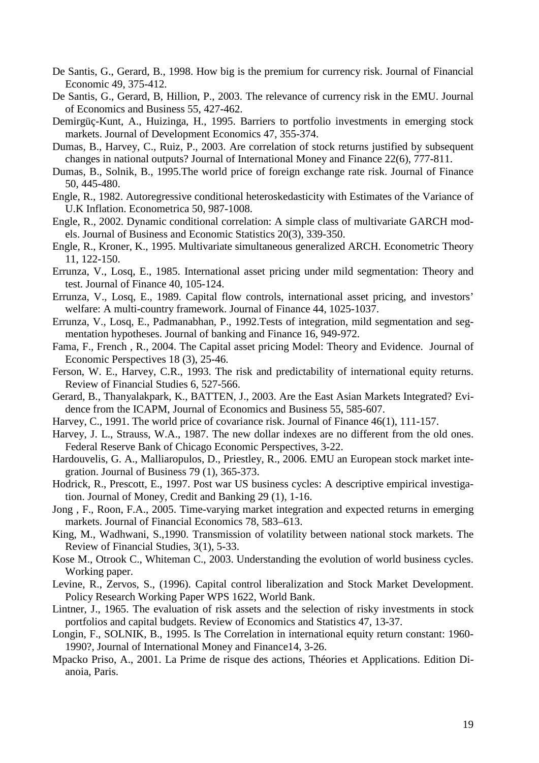De Santis, G., Gerard, B., 1998. How big is the premium for currency risk. Journal of Financial Economic 49, 375-412.

De Santis, G., Gerard, B, Hillion, P., 2003. The relevance of currency risk in the EMU. Journal of Economics and Business 55, 427-462.

Demirgüç-Kunt, A., Huizinga, H., 1995. Barriers to portfolio investments in emerging stock markets. Journal of Development Economics 47, 355-374.

Dumas, B., Harvey, C., Ruiz, P., 2003. Are correlation of stock returns justified by subsequent changes in national outputs? Journal of International Money and Finance 22(6), 777-811.

Dumas, B., Solnik, B., 1995.The world price of foreign exchange rate risk. Journal of Finance 50, 445-480.

Engle, R., 1982. Autoregressive conditional heteroskedasticity with Estimates of the Variance of U.K Inflation. Econometrica 50, 987-1008.

Engle, R., 2002. Dynamic conditional correlation: A simple class of multivariate GARCH models. Journal of Business and Economic Statistics 20(3), 339-350.

Engle, R., Kroner, K., 1995. Multivariate simultaneous generalized ARCH. Econometric Theory 11, 122-150.

Errunza, V., Losq, E., 1985. International asset pricing under mild segmentation: Theory and test. Journal of Finance 40, 105-124.

Errunza, V., Losq, E., 1989. Capital flow controls, international asset pricing, and investors' welfare: A multi-country framework. Journal of Finance 44, 1025-1037.

Errunza, V., Losq, E., Padmanabhan, P., 1992.Tests of integration, mild segmentation and segmentation hypotheses. Journal of banking and Finance 16, 949-972.

Fama, F., French , R., 2004. The Capital asset pricing Model: Theory and Evidence. Journal of Economic Perspectives 18 (3), 25-46.

Ferson, W. E., Harvey, C.R., 1993. The risk and predictability of international equity returns. Review of Financial Studies 6, 527-566.

Gerard, B., Thanyalakpark, K., BATTEN, J., 2003. Are the East Asian Markets Integrated? Evidence from the ICAPM, Journal of Economics and Business 55, 585-607.

Harvey, C., 1991. The world price of covariance risk. Journal of Finance 46(1), 111-157.

Harvey, J. L., Strauss, W.A., 1987. The new dollar indexes are no different from the old ones. Federal Reserve Bank of Chicago Economic Perspectives, 3-22.

Hardouvelis, G. A., Malliaropulos, D., Priestley, R., 2006. EMU an European stock market integration. Journal of Business 79 (1), 365-373.

Hodrick, R., Prescott, E., 1997. Post war US business cycles: A descriptive empirical investigation. Journal of Money, Credit and Banking 29 (1), 1-16.

Jong , F., Roon, F.A., 2005. Time-varying market integration and expected returns in emerging markets. Journal of Financial Economics 78, 583–613.

King, M., Wadhwani, S.,1990. Transmission of volatility between national stock markets. The Review of Financial Studies, 3(1), 5-33.

Kose M., Otrook C., Whiteman C., 2003. Understanding the evolution of world business cycles. Working paper.

Levine, R., Zervos, S., (1996). Capital control liberalization and Stock Market Development. Policy Research Working Paper WPS 1622, World Bank.

Lintner, J., 1965. The evaluation of risk assets and the selection of risky investments in stock portfolios and capital budgets. Review of Economics and Statistics 47, 13-37.

Longin, F., SOLNIK, B., 1995. Is The Correlation in international equity return constant: 1960-1990?, Journal of International Money and Finance14, 3-26.

Mpacko Priso, A., 2001. La Prime de risque des actions, Théories et Applications. Edition Dianoia, Paris.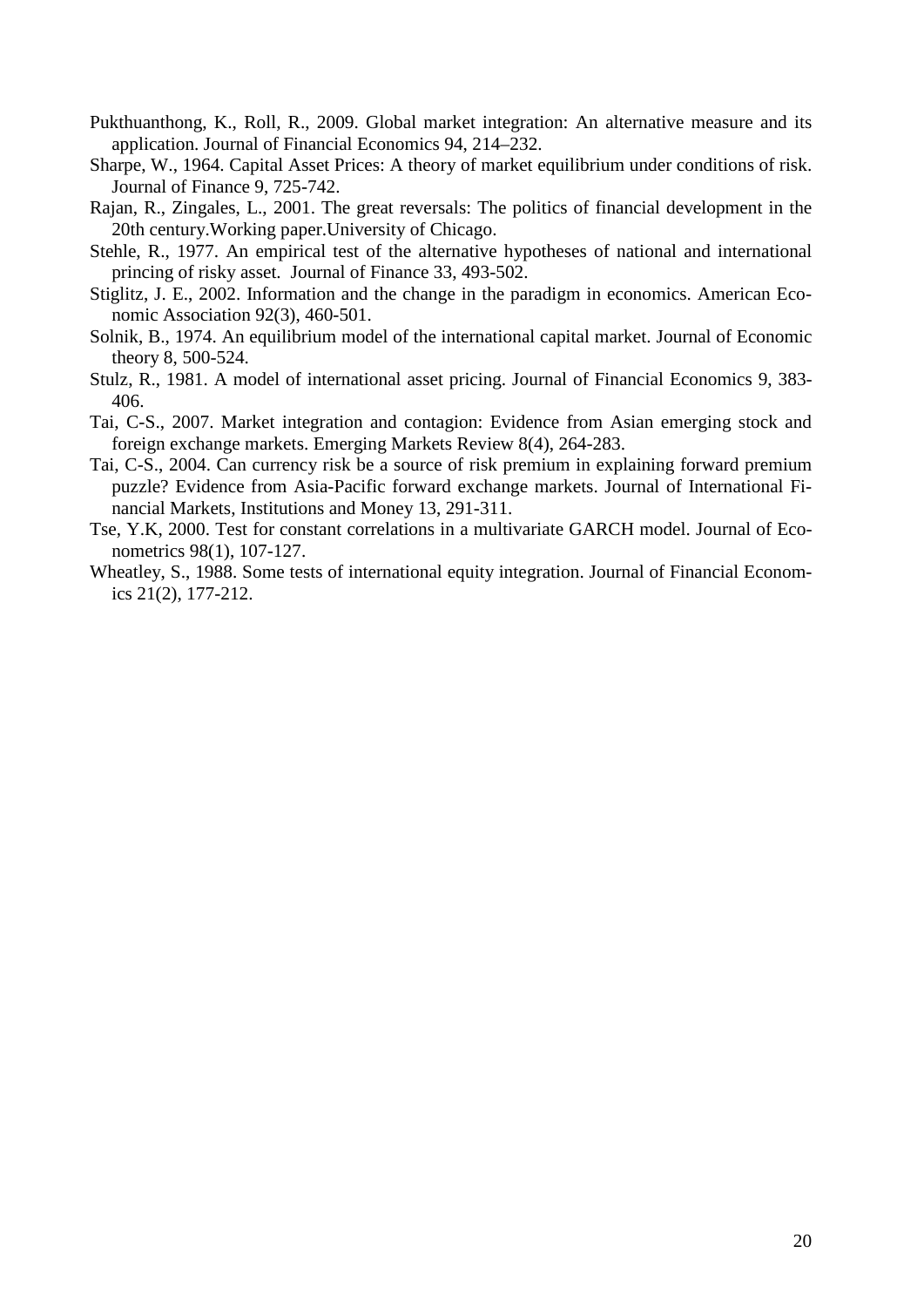Pukthuanthong, K., Roll, R., 2009. Global market integration: An alternative measure and its application. Journal of Financial Economics 94, 214–232.

Sharpe, W., 1964. Capital Asset Prices: A theory of market equilibrium under conditions of risk. Journal of Finance 9, 725-742.

Rajan, R., Zingales, L., 2001. The great reversals: The politics of financial development in the 20th century.Working paper.University of Chicago.

Stehle, R., 1977. An empirical test of the alternative hypotheses of national and international princing of risky asset. Journal of Finance 33, 493-502.

Stiglitz, J. E., 2002. Information and the change in the paradigm in economics. American Economic Association 92(3), 460-501.

Solnik, B., 1974. An equilibrium model of the international capital market. Journal of Economic theory 8, 500-524.

Stulz, R., 1981. A model of international asset pricing. Journal of Financial Economics 9, 383-406.

Tai, C-S., 2007. Market integration and contagion: Evidence from Asian emerging stock and foreign exchange markets. Emerging Markets Review 8(4), 264-283.

Tai, C-S., 2004. Can currency risk be a source of risk premium in explaining forward premium puzzle? Evidence from Asia-Pacific forward exchange markets. Journal of International Financial Markets, Institutions and Money 13, 291-311.

Tse, Y.K, 2000. Test for constant correlations in a multivariate GARCH model. Journal of Econometrics 98(1), 107-127.

Wheatley, S., 1988. Some tests of international equity integration. Journal of Financial Economics 21(2), 177-212.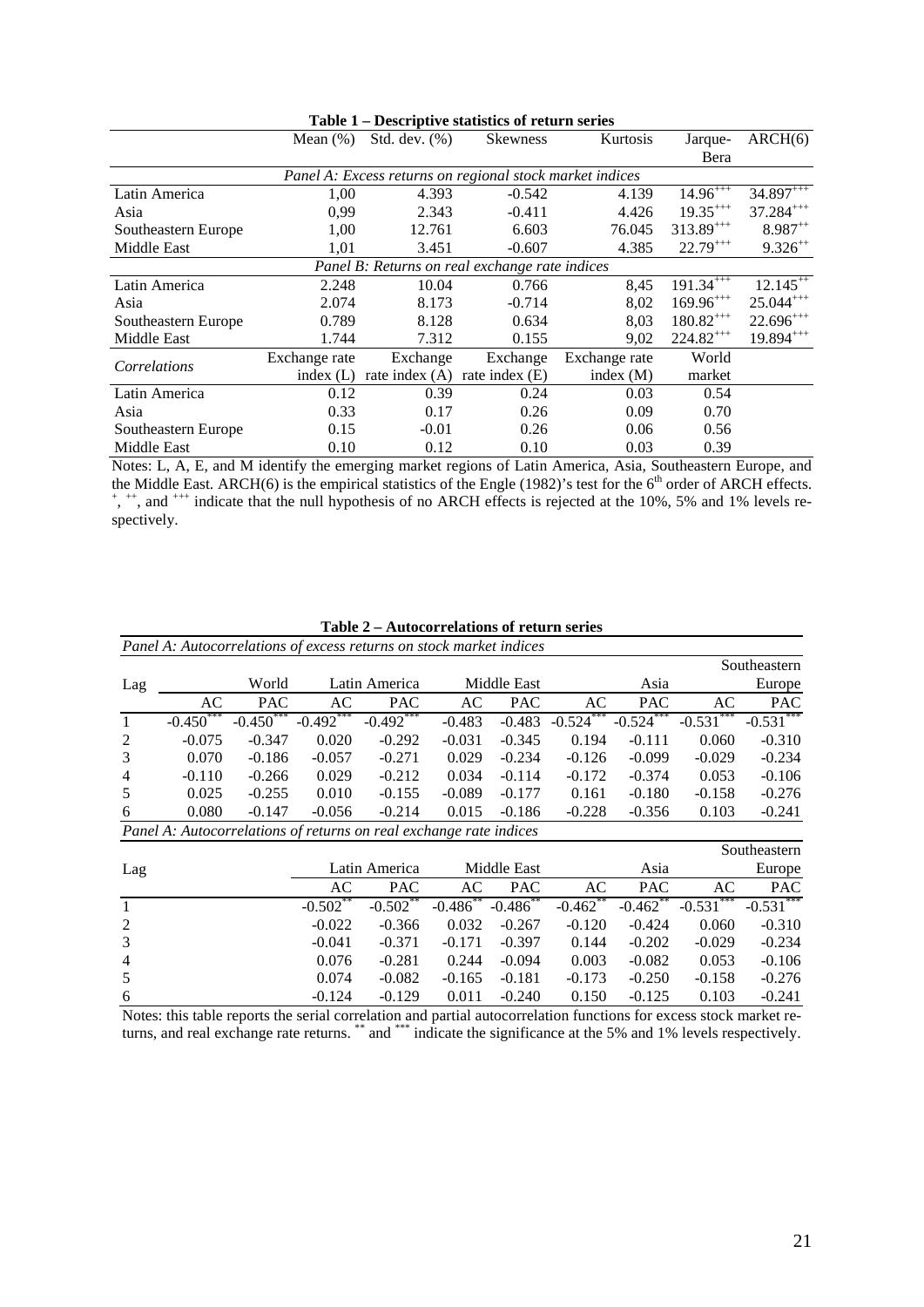**Table 1 – Descriptive statistics of return series**

| | Mean (%) | Std. dev. (%) | Skewness | Kurtosis | Jarque-Bera | ARCH(6) |
|---|---|---|---|---|---|---|
| *Panel A: Excess returns on regional stock market indices* | | | | | | |
| Latin America | 1,00 | 4.393 | -0.542 | 4.139 | $14.96^{+++}$ | $34.897^{+++}$ |
| Asia | 0,99 | 2.343 | -0.411 | 4.426 | $19.35^{+++}$ | $37.284^{+++}$ |
| Southeastern Europe | 1,00 | 12.761 | 6.603 | 76.045 | $313.89^{+++}$ | $8.987^{++}$ |
| Middle East | 1,01 | 3.451 | -0.607 | 4.385 | $22.79^{+++}$ | $9.326^{++}$ |
| *Panel B: Returns on real exchange rate indices* | | | | | | |
| Latin America | 2.248 | 10.04 | 0.766 | 8,45 | $191.34^{+++}$ | $12.145^{++}$ |
| Asia | 2.074 | 8.173 | -0.714 | 8,02 | $169.96^{+++}$ | $25.044^{+++}$ |
| Southeastern Europe | 0.789 | 8.128 | 0.634 | 8,03 | $180.82^{+++}$ | $22.696^{+++}$ |
| Middle East | 1.744 | 7.312 | 0.155 | 9,02 | $224.82^{+++}$ | $19.884^{+++}$ |
| *Correlations* | Exchange rate index (L) | Exchange rate index (A) | Exchange rate index (E) | Exchange rate index (M) | World market | |
| Latin America | 0.12 | 0.39 | 0.24 | 0.03 | 0.54 | |
| Asia | 0.33 | 0.17 | 0.26 | 0.09 | 0.70 | |
| Southeastern Europe | 0.15 | -0.01 | 0.26 | 0.06 | 0.56 | |
| Middle East | 0.10 | 0.12 | 0.10 | 0.03 | 0.39 | |

Notes: L, A, E, and M identify the emerging market regions of Latin America, Asia, Southeastern Europe, and the Middle East. ARCH(6) is the empirical statistics of the Engle (1982)'s test for the 6th order of ARCH effects. $^{+}$, $^{++}$, and $^{+++}$ indicate that the null hypothesis of no ARCH effects is rejected at the 10%, 5% and 1% levels respectively.

**Table 2 – Autocorrelations of return series**

*Panel A: Autocorrelations of excess returns on stock market indices*

| Lag | World | | Latin America | | Middle East | | Asia | | Southeastern Europe | |
|---|---|---|---|---|---|---|---|---|---|---|
| | AC | PAC | AC | PAC | AC | PAC | AC | PAC | AC | PAC |
| 1 | $-0.450^{***}$ | $-0.450^{***}$ | $-0.492^{***}$ | $-0.492^{***}$ | -0.483 | -0.483 | $-0.524^{***}$ | $-0.524^{***}$ | $-0.531^{***}$ | $-0.531^{***}$ |
| 2 | -0.075 | -0.347 | 0.020 | -0.292 | -0.031 | -0.345 | 0.194 | -0.111 | 0.060 | -0.310 |
| 3 | 0.070 | -0.186 | -0.057 | -0.271 | 0.029 | -0.234 | -0.126 | -0.099 | -0.029 | -0.234 |
| 4 | -0.110 | -0.266 | 0.029 | -0.212 | 0.034 | -0.114 | -0.172 | -0.374 | 0.053 | -0.106 |
| 5 | 0.025 | -0.255 | 0.010 | -0.155 | -0.089 | -0.177 | 0.161 | -0.180 | -0.158 | -0.276 |
| 6 | 0.080 | -0.147 | -0.056 | -0.214 | 0.015 | -0.186 | -0.228 | -0.356 | 0.103 | -0.241 |

*Panel A: Autocorrelations of returns on real exchange rate indices*

| Lag | Latin America | | Middle East | | Asia | | Southeastern Europe | |
|---|---|---|---|---|---|---|---|---|
| | AC | PAC | AC | PAC | AC | PAC | AC | PAC |
| 1 | $-0.502^{**}$ | $-0.502^{**}$ | $-0.486^{**}$ | $-0.486^{**}$ | $-0.462^{**}$ | $-0.462^{**}$ | $-0.531^{***}$ | $-0.531^{***}$ |
| 2 | -0.022 | -0.366 | 0.032 | -0.267 | -0.120 | -0.424 | 0.060 | -0.310 |
| 3 | -0.041 | -0.371 | -0.171 | -0.397 | 0.144 | -0.202 | -0.029 | -0.234 |
| 4 | 0.076 | -0.281 | 0.244 | -0.094 | 0.003 | -0.082 | 0.053 | -0.106 |
| 5 | 0.074 | -0.082 | -0.165 | -0.181 | -0.173 | -0.250 | -0.158 | -0.276 |
| 6 | -0.124 | -0.129 | 0.011 | -0.240 | 0.150 | -0.125 | 0.103 | -0.241 |

Notes: this table reports the serial correlation and partial autocorrelation functions for excess stock market returns, and real exchange rate returns. $^{**}$ and $^{***}$ indicate the significance at the 5% and 1% levels respectively.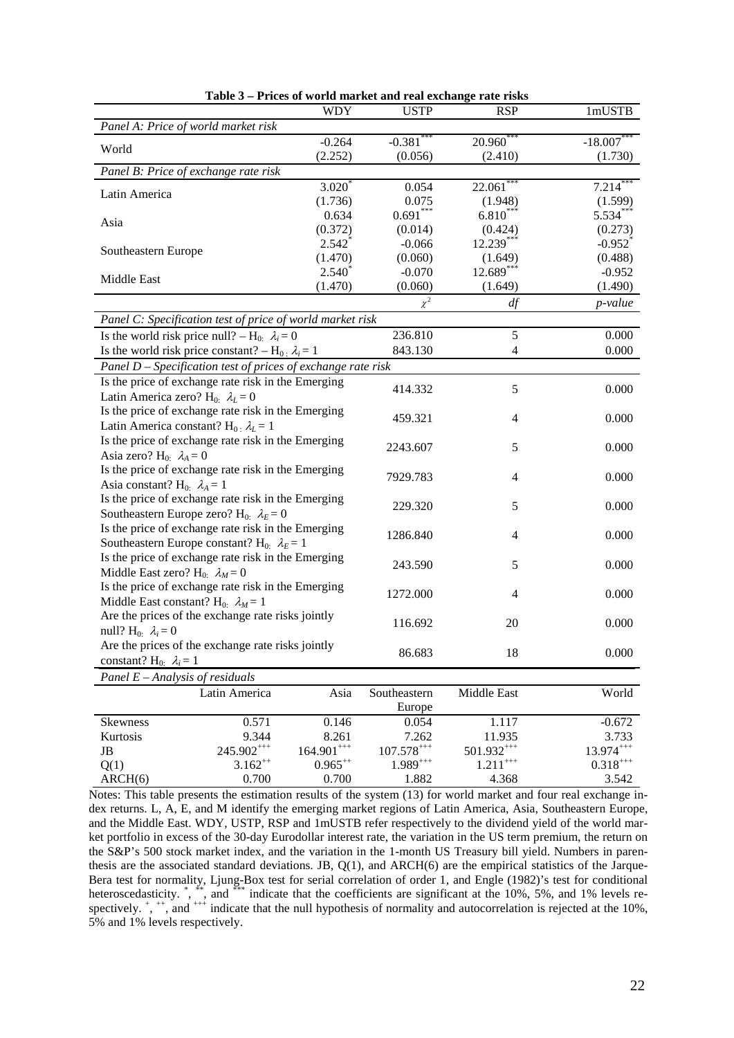**Table 3 – Prices of world market and real exchange rate risks**

| | WDY | USTP | RSP | 1mUSTB |
|---|---|---|---|---|
| *Panel A: Price of world market risk* | | | | |
| World | -0.264 | $-0.381^{***}$ | $20.960^{***}$ | $-18.007^{***}$ |
| | (2.252) | (0.056) | (2.410) | (1.730) |
| *Panel B: Price of exchange rate risk* | | | | |
| Latin America | $3.020^{*}$ | 0.054 | $22.061^{***}$ | $7.214^{***}$ |
| | (1.736) | (0.075) | (1.948) | (1.599) |
| Asia | 0.634 | $0.691^{***}$ | $6.810^{***}$ | $5.534^{***}$ |
| | (0.372) | (0.014) | (0.424) | (0.273) |
| Southeastern Europe | $2.542^{*}$ | -0.066 | $12.239^{***}$ | $-0.952^{*}$ |
| | (1.470) | (0.060) | (1.649) | (0.488) |
| Middle East | $2.540^{*}$ | -0.070 | $12.689^{***}$ | -0.952 |
| | (1.470) | (0.060) | (1.649) | (1.490) |

| | $\chi^2$ | *df* | *p-value* |
|---|---|---|---|
| *Panel C: Specification test of price of world market risk* | | | |
| Is the world risk price null? – $H_0$: $\lambda_i = 0$ | 236.810 | 5 | 0.000 |
| Is the world risk price constant? – $H_0$: $\lambda_i = 1$ | 843.130 | 4 | 0.000 |
| *Panel D – Specification test of prices of exchange rate risk* | | | |
| Is the price of exchange rate risk in the Emerging Latin America zero? $H_0$: $\lambda_L = 0$ | 414.332 | 5 | 0.000 |
| Is the price of exchange rate risk in the Emerging Latin America constant? $H_0$: $\lambda_L = 1$ | 459.321 | 4 | 0.000 |
| Is the price of exchange rate risk in the Emerging Asia zero? $H_0$: $\lambda_A = 0$ | 2243.607 | 5 | 0.000 |
| Is the price of exchange rate risk in the Emerging Asia constant? $H_0$: $\lambda_A = 1$ | 7929.783 | 4 | 0.000 |
| Is the price of exchange rate risk in the Emerging Southeastern Europe zero? $H_0$: $\lambda_E = 0$ | 229.320 | 5 | 0.000 |
| Is the price of exchange rate risk in the Emerging Southeastern Europe constant? $H_0$: $\lambda_E = 1$ | 1286.840 | 4 | 0.000 |
| Is the price of exchange rate risk in the Emerging Middle East zero? $H_0$: $\lambda_M = 0$ | 243.590 | 5 | 0.000 |
| Is the price of exchange rate risk in the Emerging Middle East constant? $H_0$: $\lambda_M = 1$ | 1272.000 | 4 | 0.000 |
| Are the prices of the exchange rate risks jointly null? $H_0$: $\lambda_i = 0$ | 116.692 | 20 | 0.000 |
| Are the prices of the exchange rate risks jointly constant? $H_0$: $\lambda_i = 1$ | 86.683 | 18 | 0.000 |

*Panel E – Analysis of residuals*

| | Latin America | Asia | Southeastern Europe | Middle East | World |
|---|---|---|---|---|---|
| Skewness | 0.571 | 0.146 | 0.054 | 1.117 | -0.672 |
| Kurtosis | 9.344 | 8.261 | 7.262 | 11.935 | 3.733 |
| JB | $245.902^{+++}$ | $164.901^{+++}$ | $107.578^{+++}$ | $501.932^{+++}$ | $13.974^{+++}$ |
| Q(1) | $3.162^{++}$ | $0.965^{++}$ | $1.989^{+++}$ | $1.211^{+++}$ | $0.318^{+++}$ |
| ARCH(6) | 0.700 | 0.700 | 1.882 | 4.368 | 3.542 |

Notes: This table presents the estimation results of the system (13) for world market and four real exchange index returns. L, A, E, and M identify the emerging market regions of Latin America, Asia, Southeastern Europe, and the Middle East. WDY, USTP, RSP and 1mUSTB refer respectively to the dividend yield of the world market portfolio in excess of the 30-day Eurodollar interest rate, the variation in the US term premium, the return on the S&P's 500 stock market index, and the variation in the 1-month US Treasury bill yield. Numbers in parenthesis are the associated standard deviations. JB, Q(1), and ARCH(6) are the empirical statistics of the Jarque-Bera test for normality, Ljung-Box test for serial correlation of order 1, and Engle (1982)'s test for conditional heteroscedasticity. $^{*}$, $^{**}$, and $^{***}$ indicate that the coefficients are significant at the 10%, 5%, and 1% levels respectively. $^{+}$, $^{++}$, and $^{+++}$ indicate that the null hypothesis of normality and autocorrelation is rejected at the 10%, 5% and 1% levels respectively.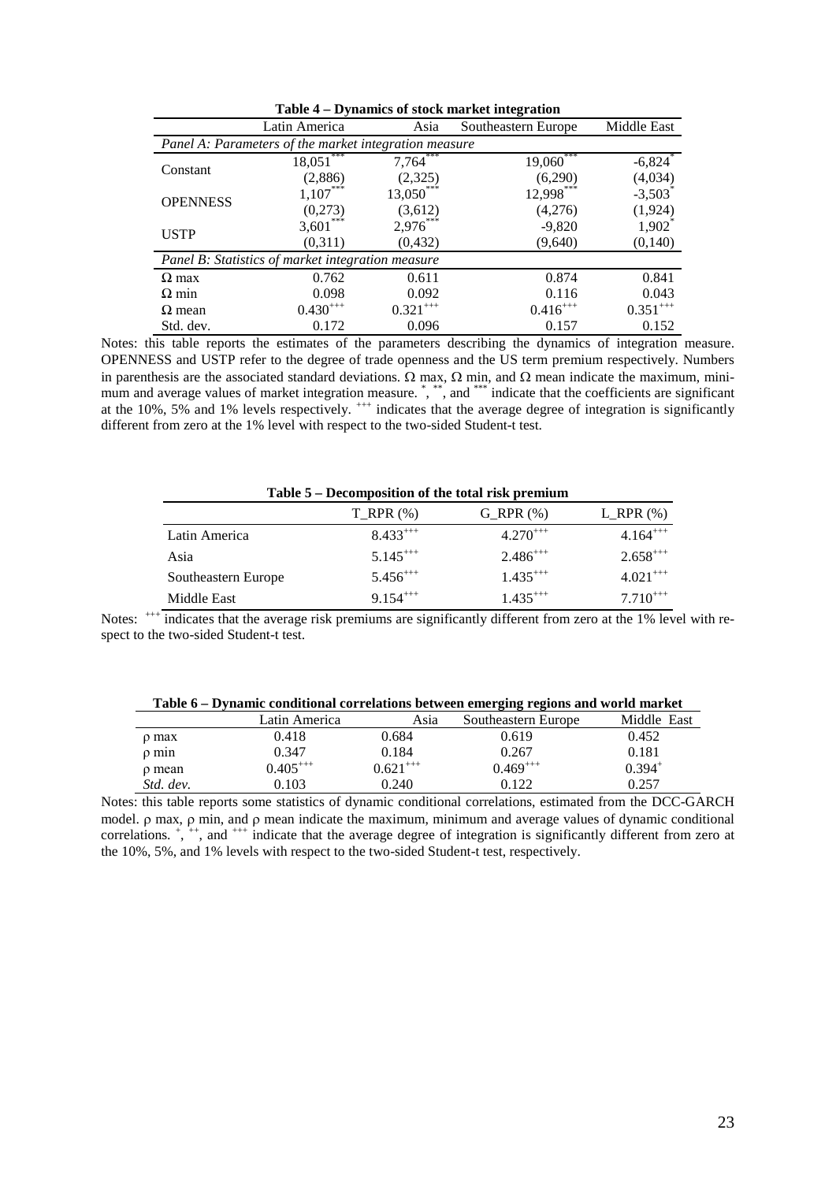**Table 4 – Dynamics of stock market integration**

| | Latin America | Asia | Southeastern Europe | Middle East |
|---|---|---|---|---|
| *Panel A: Parameters of the market integration measure* | | | | |
| Constant | 18,051*** | 7,764*** | 19,060*** | -6,824* |
| | (2,886) | (2,325) | (6,290) | (4,034) |
| OPENNESS | 1,107*** | 13,050*** | 12,998*** | -3,503* |
| | (0,273) | (3,612) | (4,276) | (1,924) |
| USTP | 3,601*** | 2,976*** | -9,820 | 1,902* |
| | (0,311) | (0,432) | (9,640) | (0,140) |
| *Panel B: Statistics of market integration measure* | | | | |
| $\Omega$ max | 0.762 | 0.611 | 0.874 | 0.841 |
| $\Omega$ min | 0.098 | 0.092 | 0.116 | 0.043 |
| $\Omega$ mean | 0.430+++ | 0.321+++ | 0.416+++ | 0.351+++ |
| Std. dev. | 0.172 | 0.096 | 0.157 | 0.152 |

Notes: this table reports the estimates of the parameters describing the dynamics of integration measure. OPENNESS and USTP refer to the degree of trade openness and the US term premium respectively. Numbers in parenthesis are the associated standard deviations. $\Omega$ max, $\Omega$ min, and $\Omega$ mean indicate the maximum, minimum and average values of market integration measure. *, **, and *** indicate that the coefficients are significant at the 10%, 5% and 1% levels respectively. +++ indicates that the average degree of integration is significantly different from zero at the 1% level with respect to the two-sided Student-t test.

**Table 5 – Decomposition of the total risk premium**

| | T_RPR (%) | G_RPR (%) | L_RPR (%) |
|---|---|---|---|
| Latin America | 8.433+++ | 4.270+++ | 4.164+++ |
| Asia | 5.145+++ | 2.486+++ | 2.658+++ |
| Southeastern Europe | 5.456+++ | 1.435+++ | 4.021+++ |
| Middle East | 9.154+++ | 1.435+++ | 7.710+++ |

Notes: +++ indicates that the average risk premiums are significantly different from zero at the 1% level with respect to the two-sided Student-t test.

**Table 6 – Dynamic conditional correlations between emerging regions and world market**

| | Latin America | Asia | Southeastern Europe | Middle East |
|---|---|---|---|---|
| $\rho$ max | 0.418 | 0.684 | 0.619 | 0.452 |
| $\rho$ min | 0.347 | 0.184 | 0.267 | 0.181 |
| $\rho$ mean | 0.405+++ | 0.621+++ | 0.469+++ | 0.394+ |
| *Std. dev.* | 0.103 | 0.240 | 0.122 | 0.257 |

Notes: this table reports some statistics of dynamic conditional correlations, estimated from the DCC-GARCH model. $\rho$ max, $\rho$ min, and $\rho$ mean indicate the maximum, minimum and average values of dynamic conditional correlations. +, ++, and +++ indicate that the average degree of integration is significantly different from zero at the 10%, 5%, and 1% levels with respect to the two-sided Student-t test, respectively.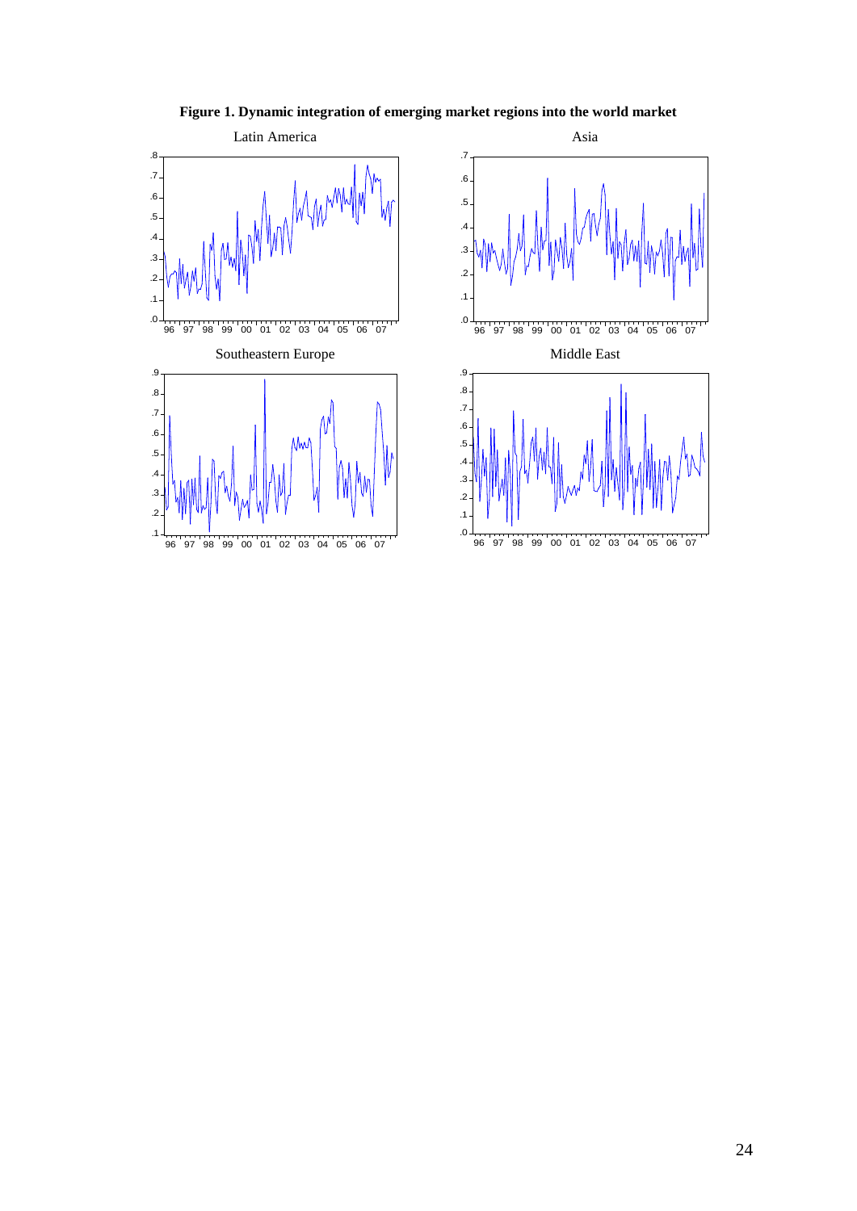**Figure 1. Dynamic integration of emerging market regions into the world market**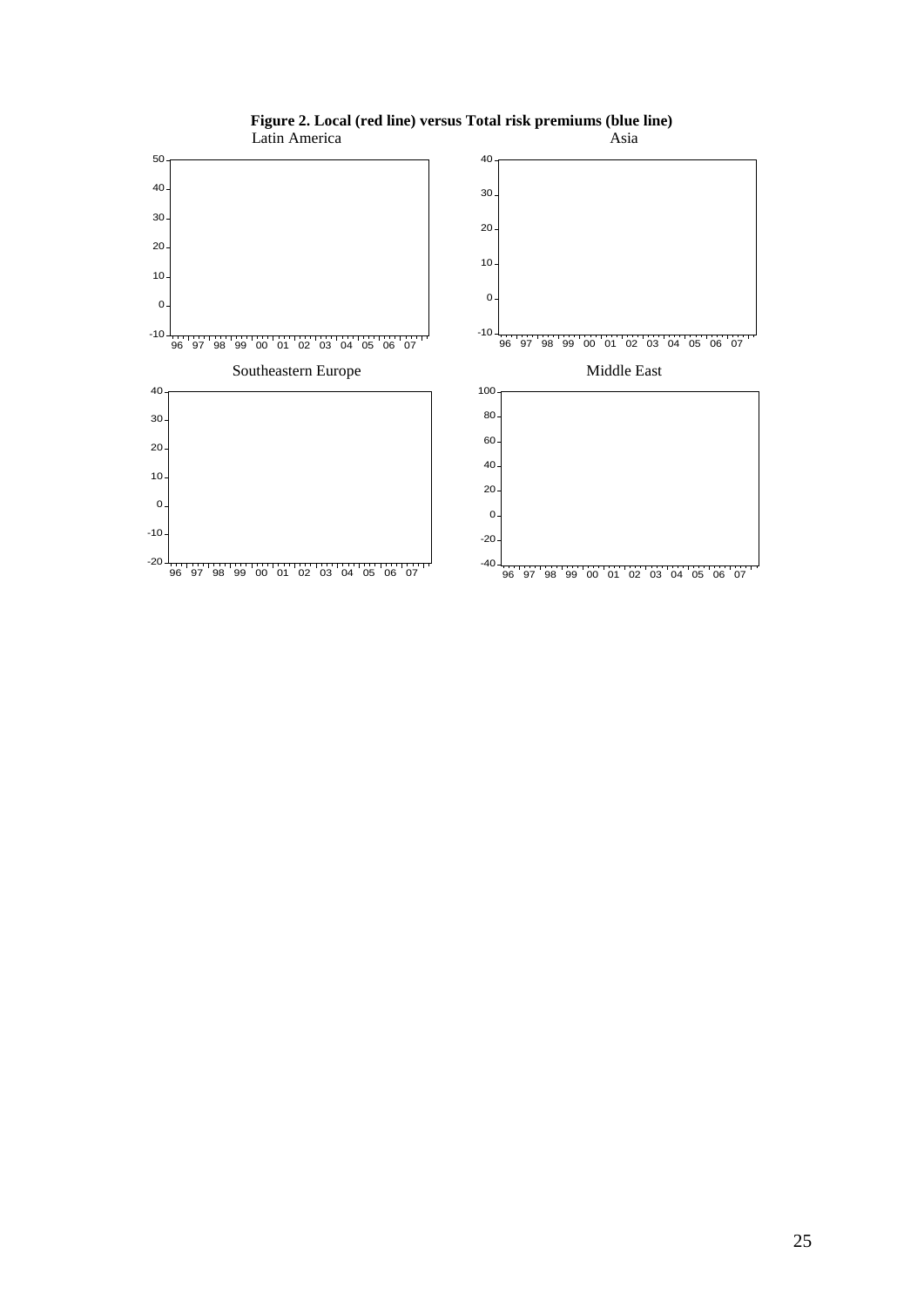**Figure 2. Local (red line) versus Total risk premiums (blue line)**

Latin America

Asia

Southeastern Europe

Middle East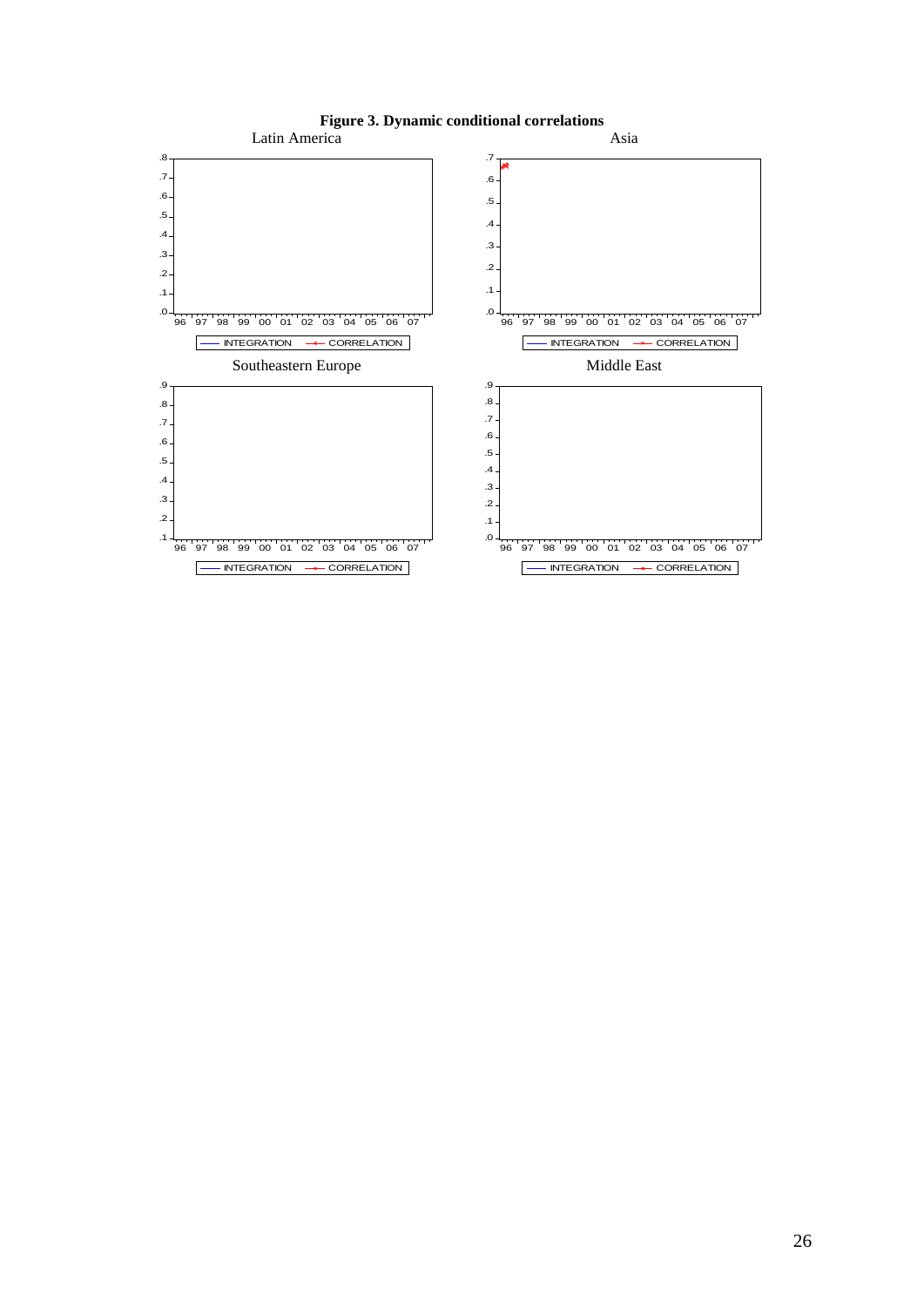**Figure 3. Dynamic conditional correlations**

Latin America

.8
.7
.6
.5
.4
.3
.2
.1
.0

96 97 98 99 00 01 02 03 04 05 06 07

INTEGRATION CORRELATION

Asia

.7
.6
.5
.4
.3
.2
.1
.0

96 97 98 99 00 01 02 03 04 05 06 07

INTEGRATION CORRELATION

Southeastern Europe

.9
.8
.7
.6
.5
.4
.3
.2
.1

96 97 98 99 00 01 02 03 04 05 06 07

INTEGRATION CORRELATION

Middle East

.9
.8
.7
.6
.5
.4
.3
.2
.1
.0

96 97 98 99 00 01 02 03 04 05 06 07

INTEGRATION CORRELATION